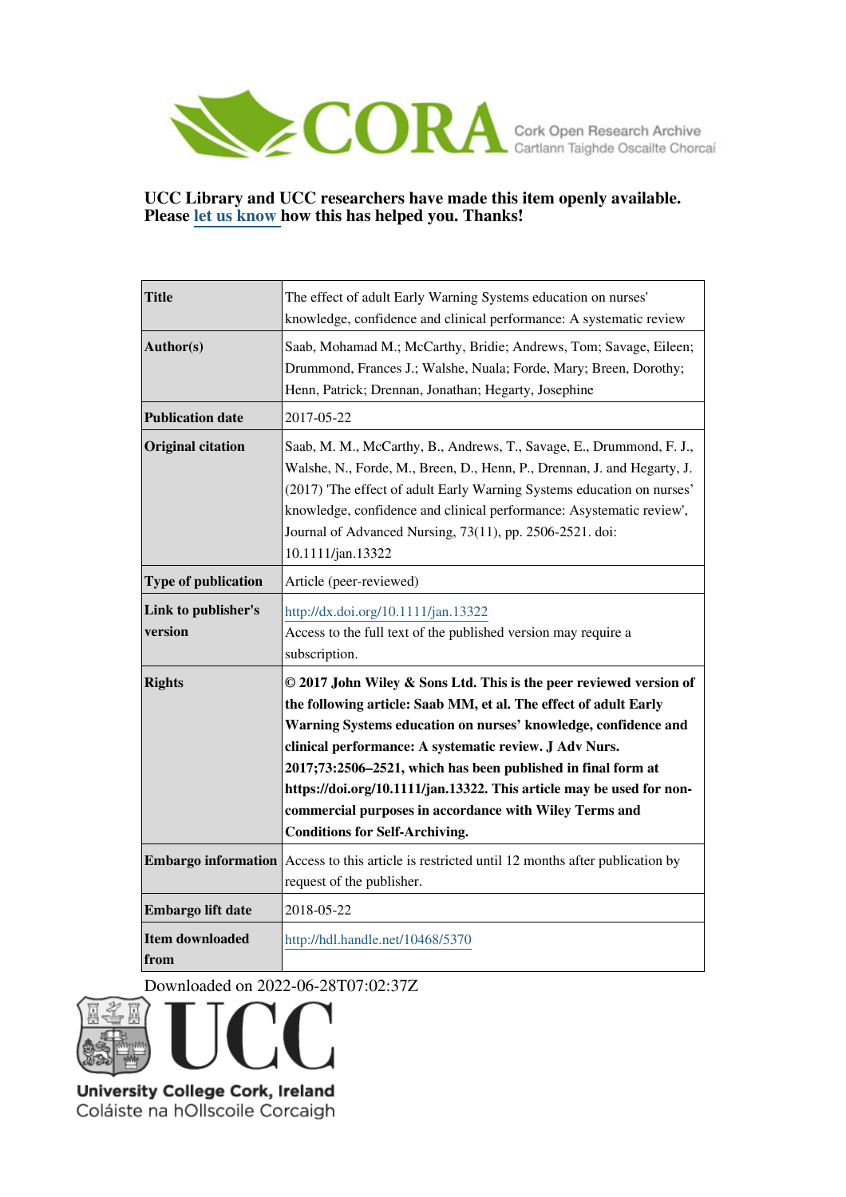CORA Cork Open Research Archive
Cartlann Taighde Oscailte Chorcaí

**UCC Library and UCC researchers have made this item openly available. Please let us know how this has helped you. Thanks!**

| | |
|---|---|
| **Title** | The effect of adult Early Warning Systems education on nurses' knowledge, confidence and clinical performance: A systematic review |
| **Author(s)** | Saab, Mohamad M.; McCarthy, Bridie; Andrews, Tom; Savage, Eileen; Drummond, Frances J.; Walshe, Nuala; Forde, Mary; Breen, Dorothy; Henn, Patrick; Drennan, Jonathan; Hegarty, Josephine |
| **Publication date** | 2017-05-22 |
| **Original citation** | Saab, M. M., McCarthy, B., Andrews, T., Savage, E., Drummond, F. J., Walshe, N., Forde, M., Breen, D., Henn, P., Drennan, J. and Hegarty, J. (2017) 'The effect of adult Early Warning Systems education on nurses' knowledge, confidence and clinical performance: Asystematic review', Journal of Advanced Nursing, 73(11), pp. 2506-2521. doi: 10.1111/jan.13322 |
| **Type of publication** | Article (peer-reviewed) |
| **Link to publisher's version** | http://dx.doi.org/10.1111/jan.13322 Access to the full text of the published version may require a subscription. |
| **Rights** | **© 2017 John Wiley & Sons Ltd. This is the peer reviewed version of the following article: Saab MM, et al. The effect of adult Early Warning Systems education on nurses' knowledge, confidence and clinical performance: A systematic review. J Adv Nurs. 2017;73:2506–2521, which has been published in final form at https://doi.org/10.1111/jan.13322. This article may be used for non-commercial purposes in accordance with Wiley Terms and Conditions for Self-Archiving.** |
| **Embargo information** | Access to this article is restricted until 12 months after publication by request of the publisher. |
| **Embargo lift date** | 2018-05-22 |
| **Item downloaded from** | http://hdl.handle.net/10468/5370 |

Downloaded on 2022-06-28T07:02:37Z

University College Cork, Ireland
Coláiste na hOllscoile Corcaigh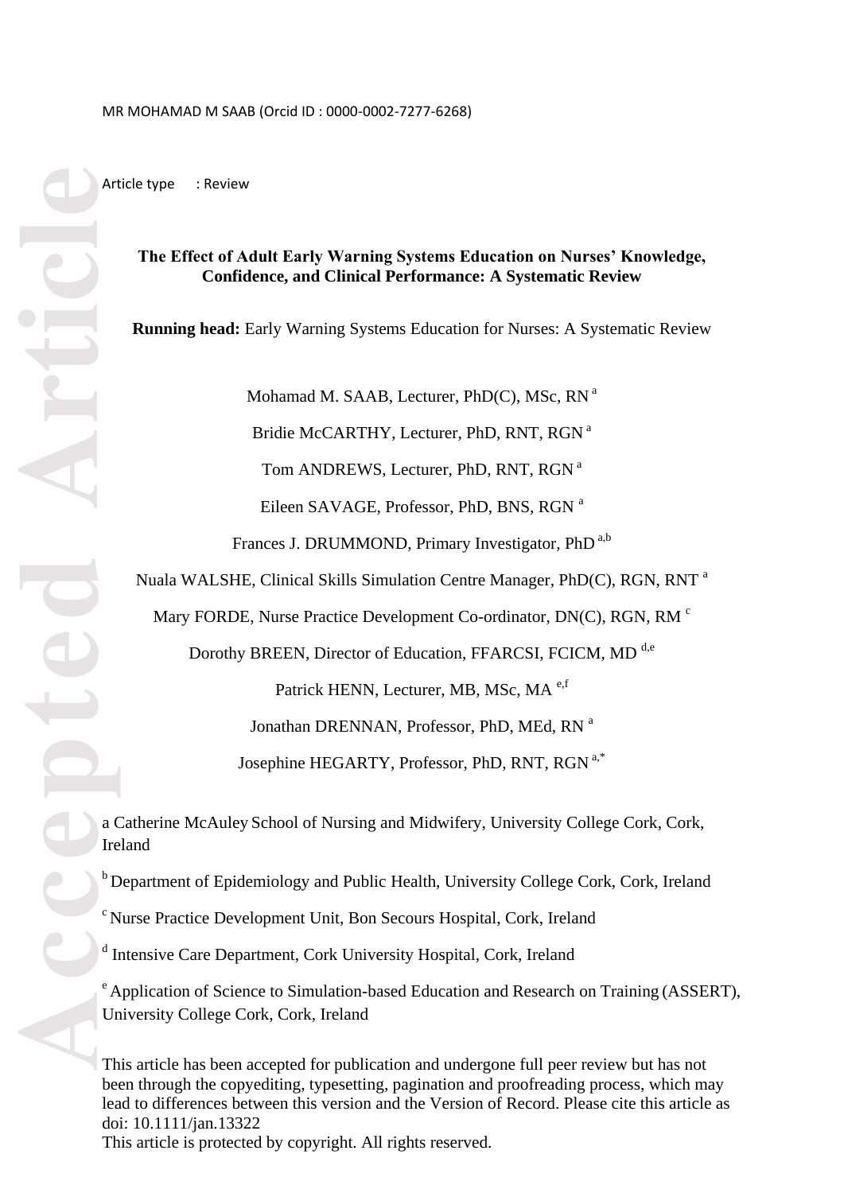MR MOHAMAD M SAAB (Orcid ID : 0000-0002-7277-6268)

Article type : Review

**The Effect of Adult Early Warning Systems Education on Nurses' Knowledge, Confidence, and Clinical Performance: A Systematic Review**

**Running head:** Early Warning Systems Education for Nurses: A Systematic Review

Mohamad M. SAAB, Lecturer, PhD(C), MSc, RN [a]

Bridie McCARTHY, Lecturer, PhD, RNT, RGN [a]

Tom ANDREWS, Lecturer, PhD, RNT, RGN [a]

Eileen SAVAGE, Professor, PhD, BNS, RGN [a]

Frances J. DRUMMOND, Primary Investigator, PhD [a,b]

Nuala WALSHE, Clinical Skills Simulation Centre Manager, PhD(C), RGN, RNT [a]

Mary FORDE, Nurse Practice Development Co-ordinator, DN(C), RGN, RM [c]

Dorothy BREEN, Director of Education, FFARCSI, FCICM, MD [d,e]

Patrick HENN, Lecturer, MB, MSc, MA [e,f]

Jonathan DRENNAN, Professor, PhD, MEd, RN [a]

Josephine HEGARTY, Professor, PhD, RNT, RGN [a,*]

a Catherine McAuley School of Nursing and Midwifery, University College Cork, Cork, Ireland

[b] Department of Epidemiology and Public Health, University College Cork, Cork, Ireland

[c] Nurse Practice Development Unit, Bon Secours Hospital, Cork, Ireland

[d] Intensive Care Department, Cork University Hospital, Cork, Ireland

[e] Application of Science to Simulation-based Education and Research on Training (ASSERT), University College Cork, Cork, Ireland

This article has been accepted for publication and undergone full peer review but has not been through the copyediting, typesetting, pagination and proofreading process, which may lead to differences between this version and the Version of Record. Please cite this article as doi: 10.1111/jan.13322

This article is protected by copyright. All rights reserved.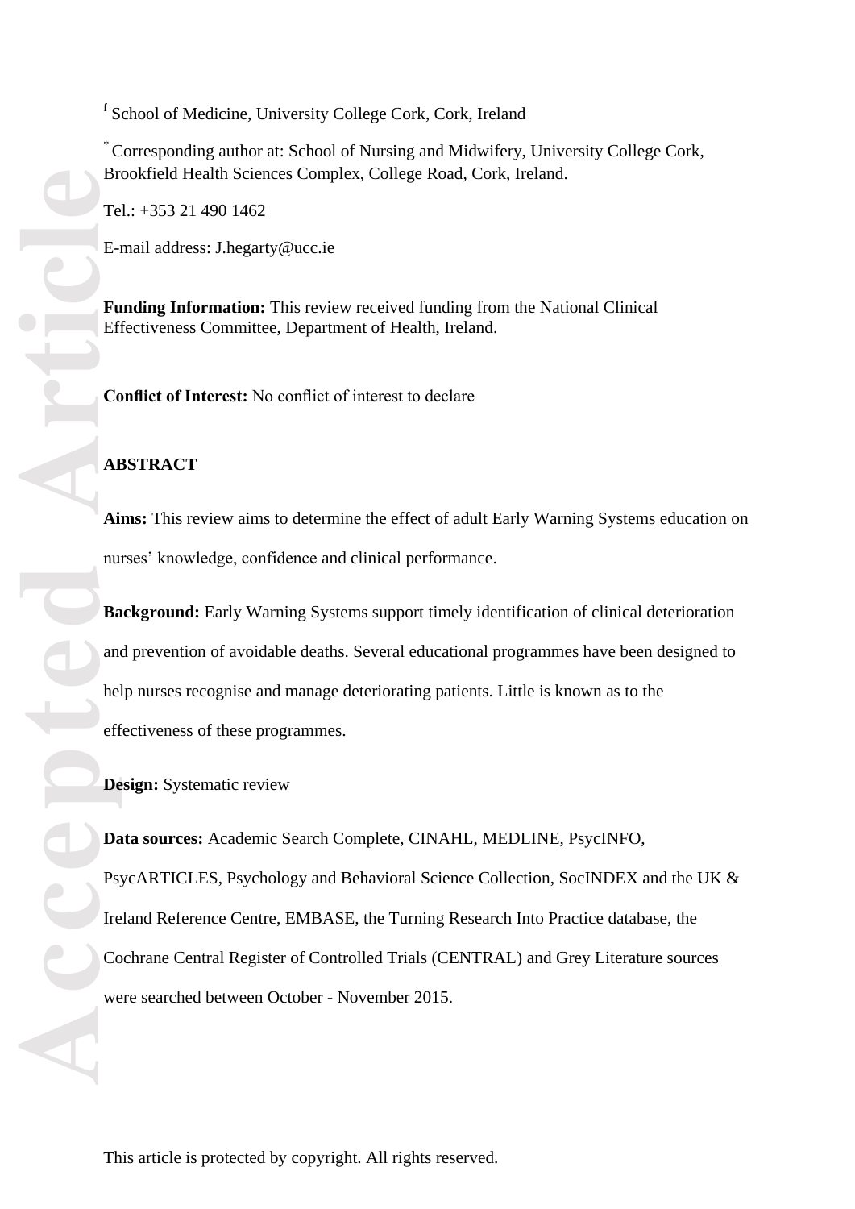[f] School of Medicine, University College Cork, Cork, Ireland

[*] Corresponding author at: School of Nursing and Midwifery, University College Cork, Brookfield Health Sciences Complex, College Road, Cork, Ireland.

Tel.: +353 21 490 1462

E-mail address: J.hegarty@ucc.ie

**Funding Information:** This review received funding from the National Clinical Effectiveness Committee, Department of Health, Ireland.

**Conflict of Interest:** No conflict of interest to declare

## ABSTRACT

**Aims:** This review aims to determine the effect of adult Early Warning Systems education on nurses' knowledge, confidence and clinical performance.

**Background:** Early Warning Systems support timely identification of clinical deterioration and prevention of avoidable deaths. Several educational programmes have been designed to help nurses recognise and manage deteriorating patients. Little is known as to the effectiveness of these programmes.

**Design:** Systematic review

**Data sources:** Academic Search Complete, CINAHL, MEDLINE, PsycINFO, PsycARTICLES, Psychology and Behavioral Science Collection, SocINDEX and the UK & Ireland Reference Centre, EMBASE, the Turning Research Into Practice database, the Cochrane Central Register of Controlled Trials (CENTRAL) and Grey Literature sources were searched between October - November 2015.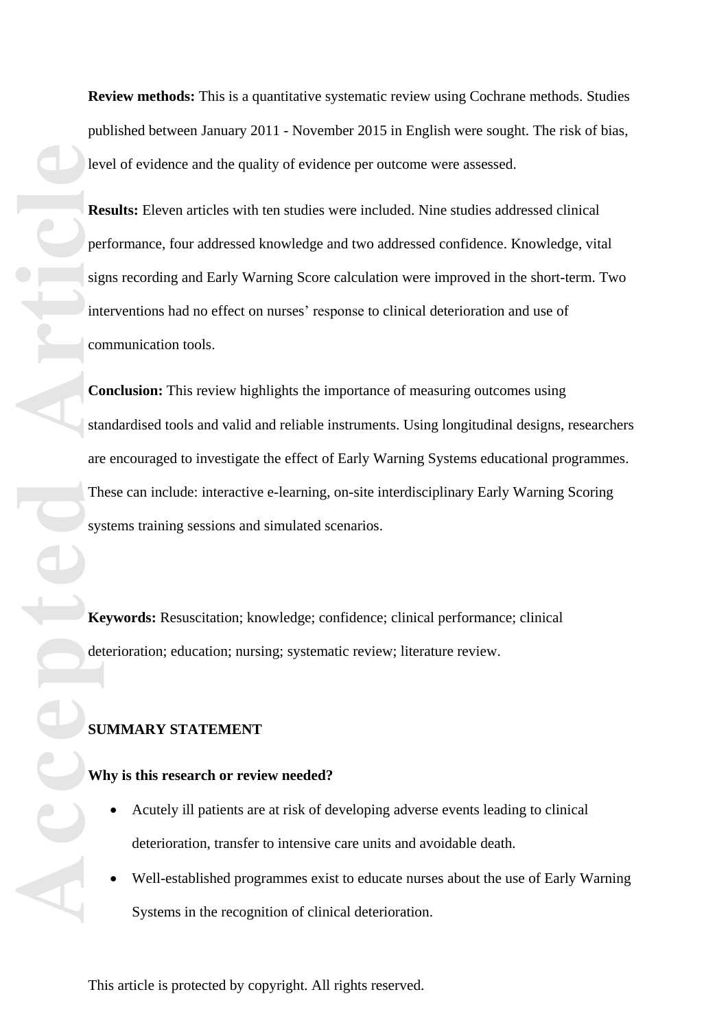**Review methods:** This is a quantitative systematic review using Cochrane methods. Studies published between January 2011 - November 2015 in English were sought. The risk of bias, level of evidence and the quality of evidence per outcome were assessed.

**Results:** Eleven articles with ten studies were included. Nine studies addressed clinical performance, four addressed knowledge and two addressed confidence. Knowledge, vital signs recording and Early Warning Score calculation were improved in the short-term. Two interventions had no effect on nurses' response to clinical deterioration and use of communication tools.

**Conclusion:** This review highlights the importance of measuring outcomes using standardised tools and valid and reliable instruments. Using longitudinal designs, researchers are encouraged to investigate the effect of Early Warning Systems educational programmes. These can include: interactive e-learning, on-site interdisciplinary Early Warning Scoring systems training sessions and simulated scenarios.

**Keywords:** Resuscitation; knowledge; confidence; clinical performance; clinical deterioration; education; nursing; systematic review; literature review.

## SUMMARY STATEMENT

### Why is this research or review needed?

- Acutely ill patients are at risk of developing adverse events leading to clinical deterioration, transfer to intensive care units and avoidable death.
- Well-established programmes exist to educate nurses about the use of Early Warning Systems in the recognition of clinical deterioration.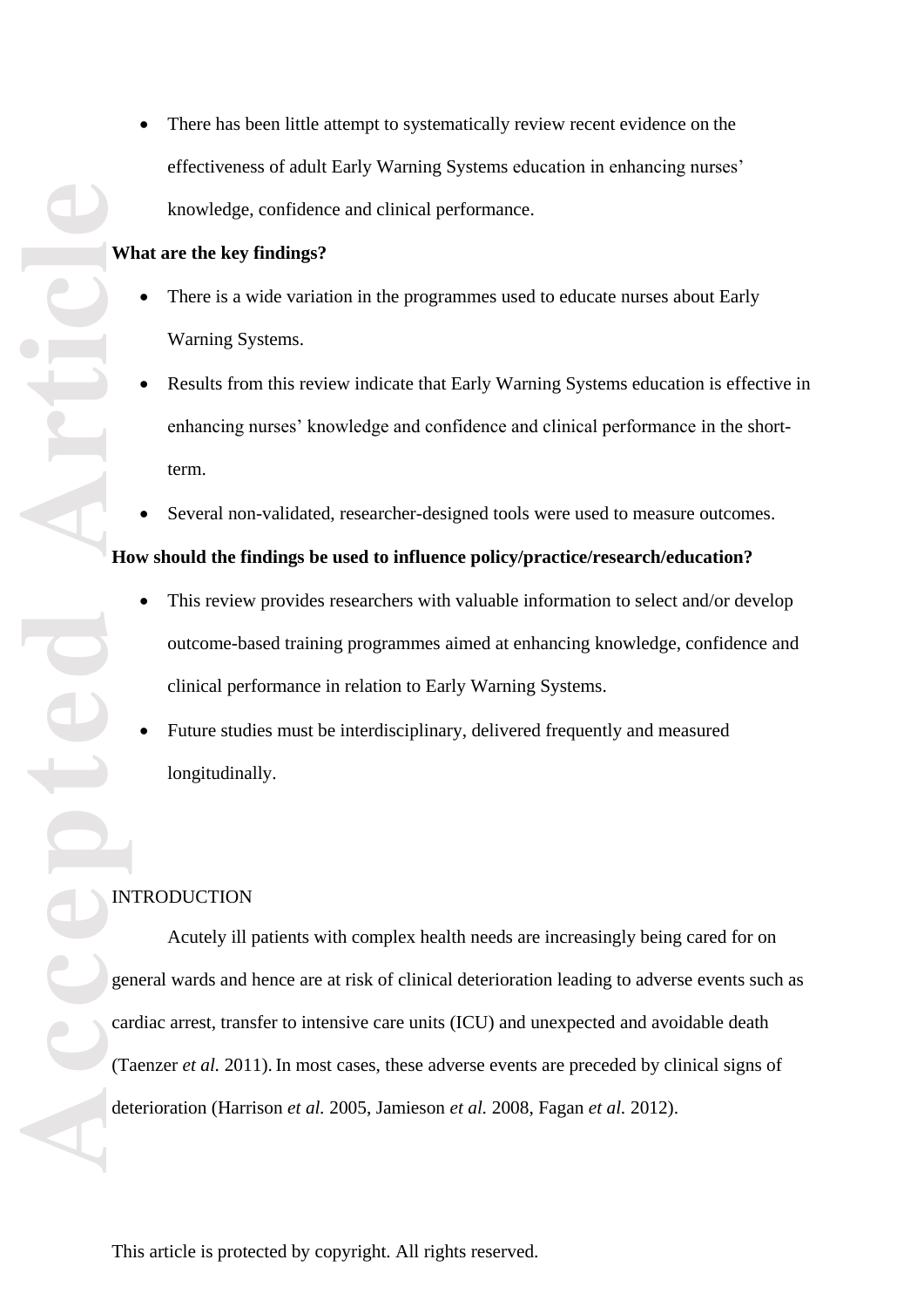- There has been little attempt to systematically review recent evidence on the effectiveness of adult Early Warning Systems education in enhancing nurses' knowledge, confidence and clinical performance.

**What are the key findings?**

- There is a wide variation in the programmes used to educate nurses about Early Warning Systems.
- Results from this review indicate that Early Warning Systems education is effective in enhancing nurses' knowledge and confidence and clinical performance in the short-term.
- Several non-validated, researcher-designed tools were used to measure outcomes.

**How should the findings be used to influence policy/practice/research/education?**

- This review provides researchers with valuable information to select and/or develop outcome-based training programmes aimed at enhancing knowledge, confidence and clinical performance in relation to Early Warning Systems.
- Future studies must be interdisciplinary, delivered frequently and measured longitudinally.

## INTRODUCTION

Acutely ill patients with complex health needs are increasingly being cared for on general wards and hence are at risk of clinical deterioration leading to adverse events such as cardiac arrest, transfer to intensive care units (ICU) and unexpected and avoidable death (Taenzer *et al.* 2011). In most cases, these adverse events are preceded by clinical signs of deterioration (Harrison *et al.* 2005, Jamieson *et al.* 2008, Fagan *et al.* 2012).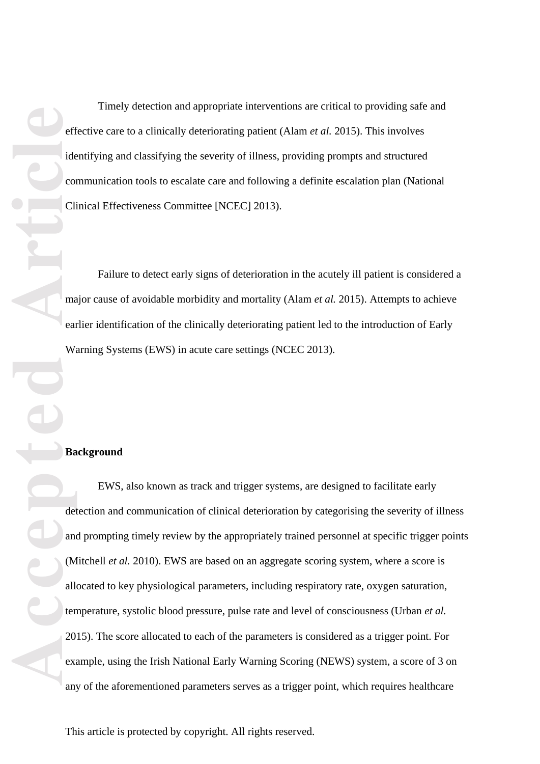Timely detection and appropriate interventions are critical to providing safe and effective care to a clinically deteriorating patient (Alam *et al.* 2015). This involves identifying and classifying the severity of illness, providing prompts and structured communication tools to escalate care and following a definite escalation plan (National Clinical Effectiveness Committee [NCEC] 2013).

Failure to detect early signs of deterioration in the acutely ill patient is considered a major cause of avoidable morbidity and mortality (Alam *et al.* 2015). Attempts to achieve earlier identification of the clinically deteriorating patient led to the introduction of Early Warning Systems (EWS) in acute care settings (NCEC 2013).

**Background**

EWS, also known as track and trigger systems, are designed to facilitate early detection and communication of clinical deterioration by categorising the severity of illness and prompting timely review by the appropriately trained personnel at specific trigger points (Mitchell *et al.* 2010). EWS are based on an aggregate scoring system, where a score is allocated to key physiological parameters, including respiratory rate, oxygen saturation, temperature, systolic blood pressure, pulse rate and level of consciousness (Urban *et al.* 2015). The score allocated to each of the parameters is considered as a trigger point. For example, using the Irish National Early Warning Scoring (NEWS) system, a score of 3 on any of the aforementioned parameters serves as a trigger point, which requires healthcare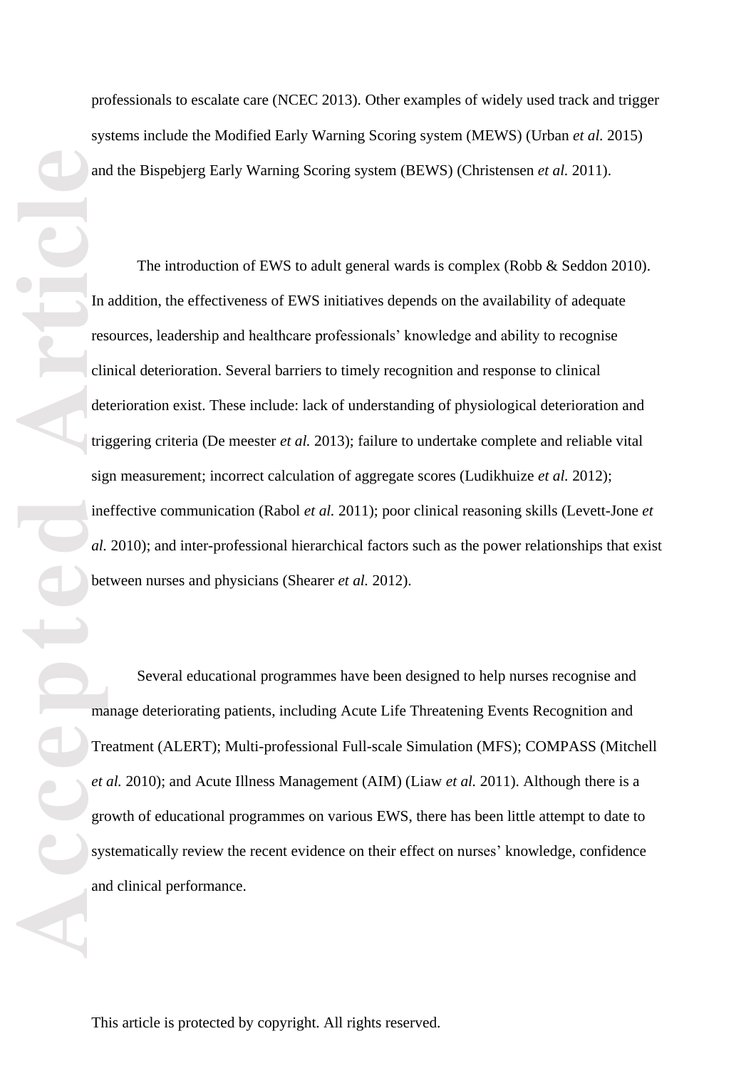professionals to escalate care (NCEC 2013). Other examples of widely used track and trigger systems include the Modified Early Warning Scoring system (MEWS) (Urban *et al.* 2015) and the Bispebjerg Early Warning Scoring system (BEWS) (Christensen *et al.* 2011).

The introduction of EWS to adult general wards is complex (Robb & Seddon 2010). In addition, the effectiveness of EWS initiatives depends on the availability of adequate resources, leadership and healthcare professionals' knowledge and ability to recognise clinical deterioration. Several barriers to timely recognition and response to clinical deterioration exist. These include: lack of understanding of physiological deterioration and triggering criteria (De meester *et al.* 2013); failure to undertake complete and reliable vital sign measurement; incorrect calculation of aggregate scores (Ludikhuize *et al.* 2012); ineffective communication (Rabol *et al.* 2011); poor clinical reasoning skills (Levett-Jone *et al.* 2010); and inter-professional hierarchical factors such as the power relationships that exist between nurses and physicians (Shearer *et al.* 2012).

Several educational programmes have been designed to help nurses recognise and manage deteriorating patients, including Acute Life Threatening Events Recognition and Treatment (ALERT); Multi-professional Full-scale Simulation (MFS); COMPASS (Mitchell *et al.* 2010); and Acute Illness Management (AIM) (Liaw *et al.* 2011). Although there is a growth of educational programmes on various EWS, there has been little attempt to date to systematically review the recent evidence on their effect on nurses' knowledge, confidence and clinical performance.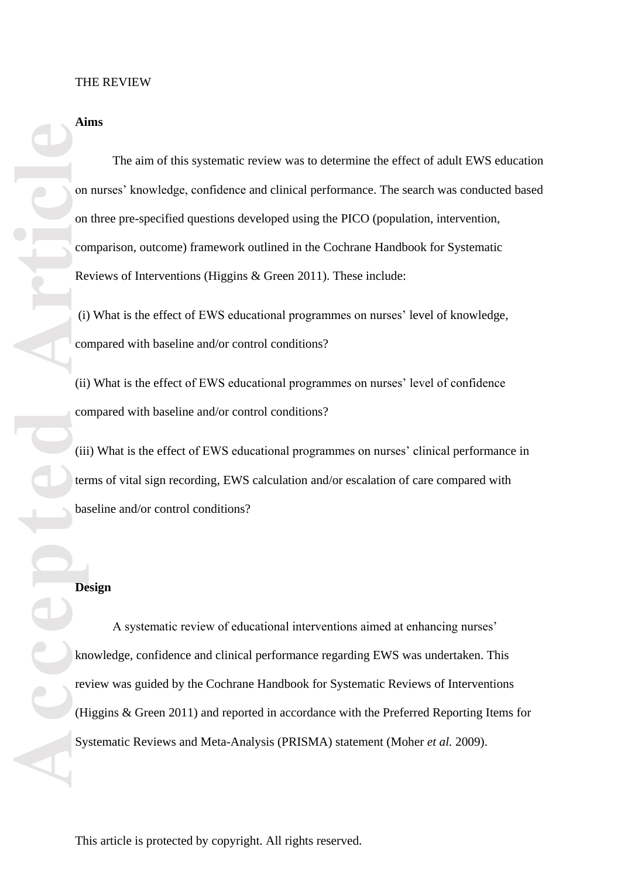THE REVIEW

**Aims**

The aim of this systematic review was to determine the effect of adult EWS education on nurses' knowledge, confidence and clinical performance. The search was conducted based on three pre-specified questions developed using the PICO (population, intervention, comparison, outcome) framework outlined in the Cochrane Handbook for Systematic Reviews of Interventions (Higgins & Green 2011). These include:

(i) What is the effect of EWS educational programmes on nurses' level of knowledge, compared with baseline and/or control conditions?

(ii) What is the effect of EWS educational programmes on nurses' level of confidence compared with baseline and/or control conditions?

(iii) What is the effect of EWS educational programmes on nurses' clinical performance in terms of vital sign recording, EWS calculation and/or escalation of care compared with baseline and/or control conditions?

**Design**

A systematic review of educational interventions aimed at enhancing nurses' knowledge, confidence and clinical performance regarding EWS was undertaken. This review was guided by the Cochrane Handbook for Systematic Reviews of Interventions (Higgins & Green 2011) and reported in accordance with the Preferred Reporting Items for Systematic Reviews and Meta-Analysis (PRISMA) statement (Moher *et al.* 2009).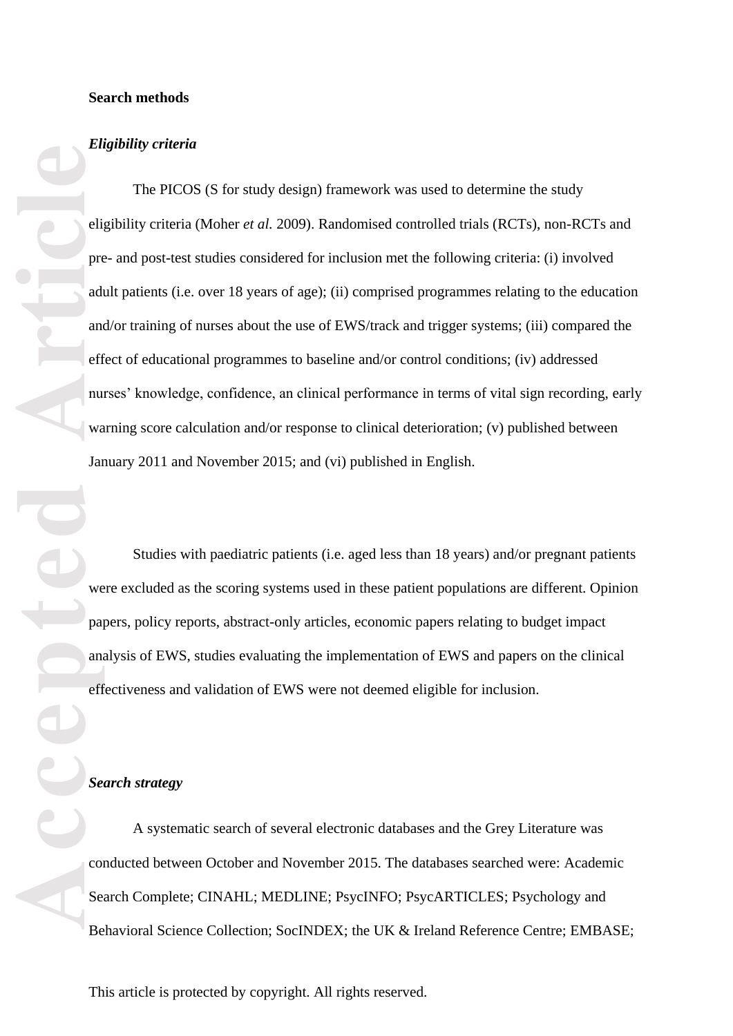**Search methods**

***Eligibility criteria***

The PICOS (S for study design) framework was used to determine the study eligibility criteria (Moher *et al.* 2009). Randomised controlled trials (RCTs), non-RCTs and pre- and post-test studies considered for inclusion met the following criteria: (i) involved adult patients (i.e. over 18 years of age); (ii) comprised programmes relating to the education and/or training of nurses about the use of EWS/track and trigger systems; (iii) compared the effect of educational programmes to baseline and/or control conditions; (iv) addressed nurses' knowledge, confidence, an clinical performance in terms of vital sign recording, early warning score calculation and/or response to clinical deterioration; (v) published between January 2011 and November 2015; and (vi) published in English.

Studies with paediatric patients (i.e. aged less than 18 years) and/or pregnant patients were excluded as the scoring systems used in these patient populations are different. Opinion papers, policy reports, abstract-only articles, economic papers relating to budget impact analysis of EWS, studies evaluating the implementation of EWS and papers on the clinical effectiveness and validation of EWS were not deemed eligible for inclusion.

***Search strategy***

A systematic search of several electronic databases and the Grey Literature was conducted between October and November 2015. The databases searched were: Academic Search Complete; CINAHL; MEDLINE; PsycINFO; PsycARTICLES; Psychology and Behavioral Science Collection; SocINDEX; the UK & Ireland Reference Centre; EMBASE;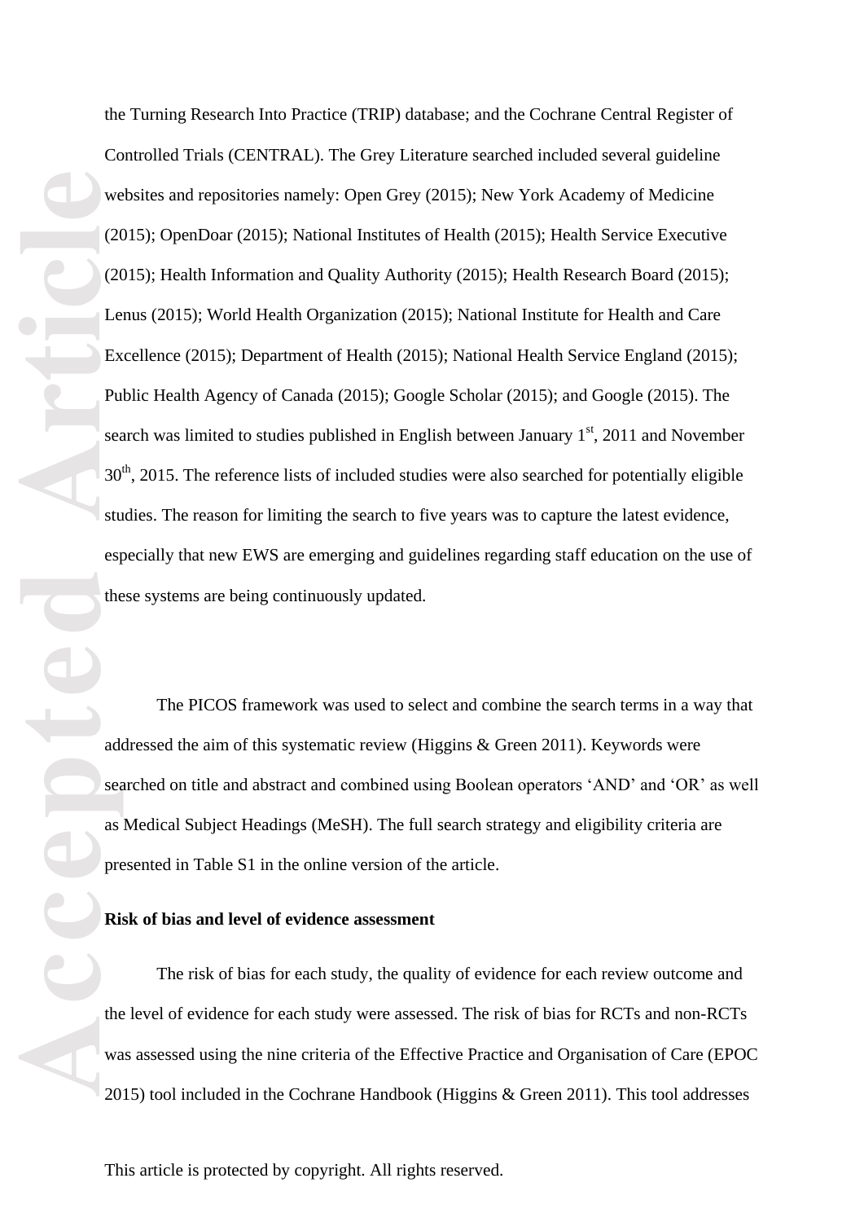the Turning Research Into Practice (TRIP) database; and the Cochrane Central Register of Controlled Trials (CENTRAL). The Grey Literature searched included several guideline websites and repositories namely: Open Grey (2015); New York Academy of Medicine (2015); OpenDoar (2015); National Institutes of Health (2015); Health Service Executive (2015); Health Information and Quality Authority (2015); Health Research Board (2015); Lenus (2015); World Health Organization (2015); National Institute for Health and Care Excellence (2015); Department of Health (2015); National Health Service England (2015); Public Health Agency of Canada (2015); Google Scholar (2015); and Google (2015). The search was limited to studies published in English between January 1st, 2011 and November 30th, 2015. The reference lists of included studies were also searched for potentially eligible studies. The reason for limiting the search to five years was to capture the latest evidence, especially that new EWS are emerging and guidelines regarding staff education on the use of these systems are being continuously updated.

The PICOS framework was used to select and combine the search terms in a way that addressed the aim of this systematic review (Higgins & Green 2011). Keywords were searched on title and abstract and combined using Boolean operators 'AND' and 'OR' as well as Medical Subject Headings (MeSH). The full search strategy and eligibility criteria are presented in Table S1 in the online version of the article.

**Risk of bias and level of evidence assessment**

The risk of bias for each study, the quality of evidence for each review outcome and the level of evidence for each study were assessed. The risk of bias for RCTs and non-RCTs was assessed using the nine criteria of the Effective Practice and Organisation of Care (EPOC 2015) tool included in the Cochrane Handbook (Higgins & Green 2011). This tool addresses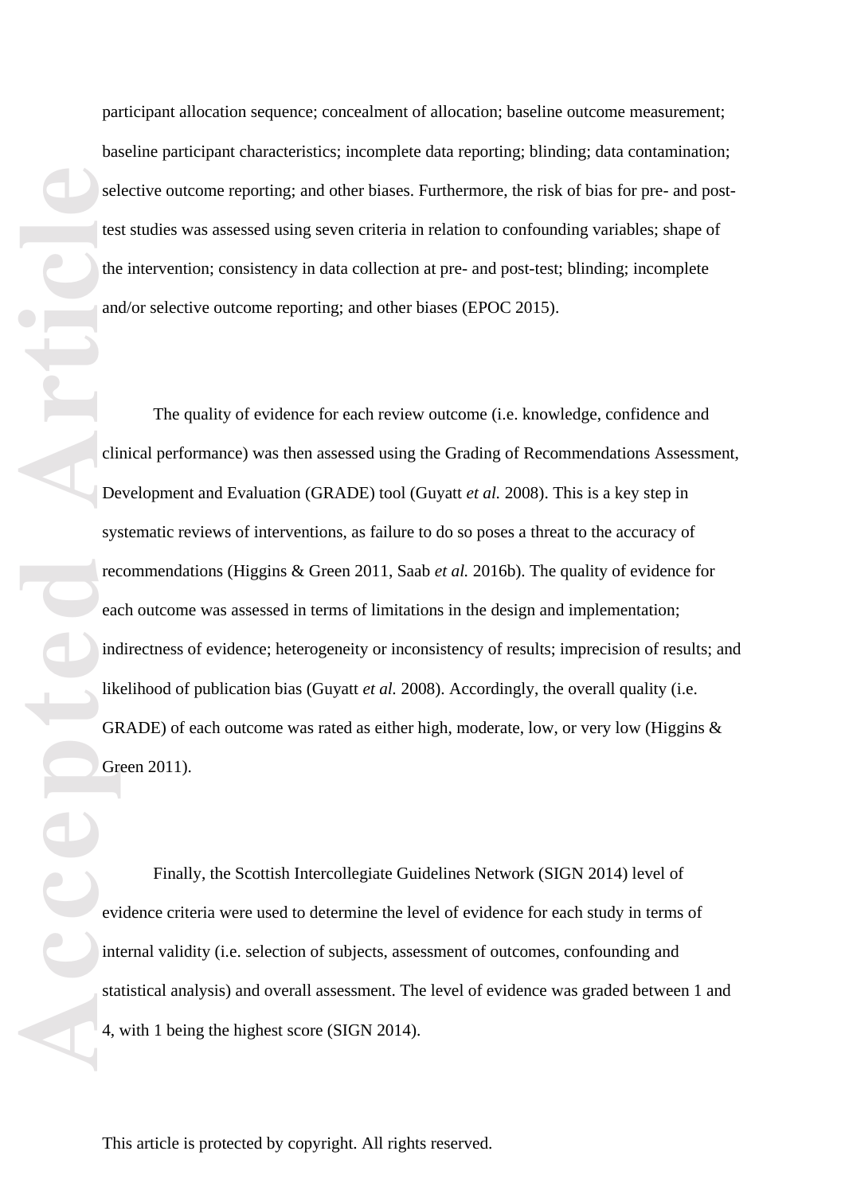participant allocation sequence; concealment of allocation; baseline outcome measurement; baseline participant characteristics; incomplete data reporting; blinding; data contamination; selective outcome reporting; and other biases. Furthermore, the risk of bias for pre- and post-test studies was assessed using seven criteria in relation to confounding variables; shape of the intervention; consistency in data collection at pre- and post-test; blinding; incomplete and/or selective outcome reporting; and other biases (EPOC 2015).

The quality of evidence for each review outcome (i.e. knowledge, confidence and clinical performance) was then assessed using the Grading of Recommendations Assessment, Development and Evaluation (GRADE) tool (Guyatt *et al.* 2008). This is a key step in systematic reviews of interventions, as failure to do so poses a threat to the accuracy of recommendations (Higgins & Green 2011, Saab *et al.* 2016b). The quality of evidence for each outcome was assessed in terms of limitations in the design and implementation; indirectness of evidence; heterogeneity or inconsistency of results; imprecision of results; and likelihood of publication bias (Guyatt *et al.* 2008). Accordingly, the overall quality (i.e. GRADE) of each outcome was rated as either high, moderate, low, or very low (Higgins & Green 2011).

Finally, the Scottish Intercollegiate Guidelines Network (SIGN 2014) level of evidence criteria were used to determine the level of evidence for each study in terms of internal validity (i.e. selection of subjects, assessment of outcomes, confounding and statistical analysis) and overall assessment. The level of evidence was graded between 1 and 4, with 1 being the highest score (SIGN 2014).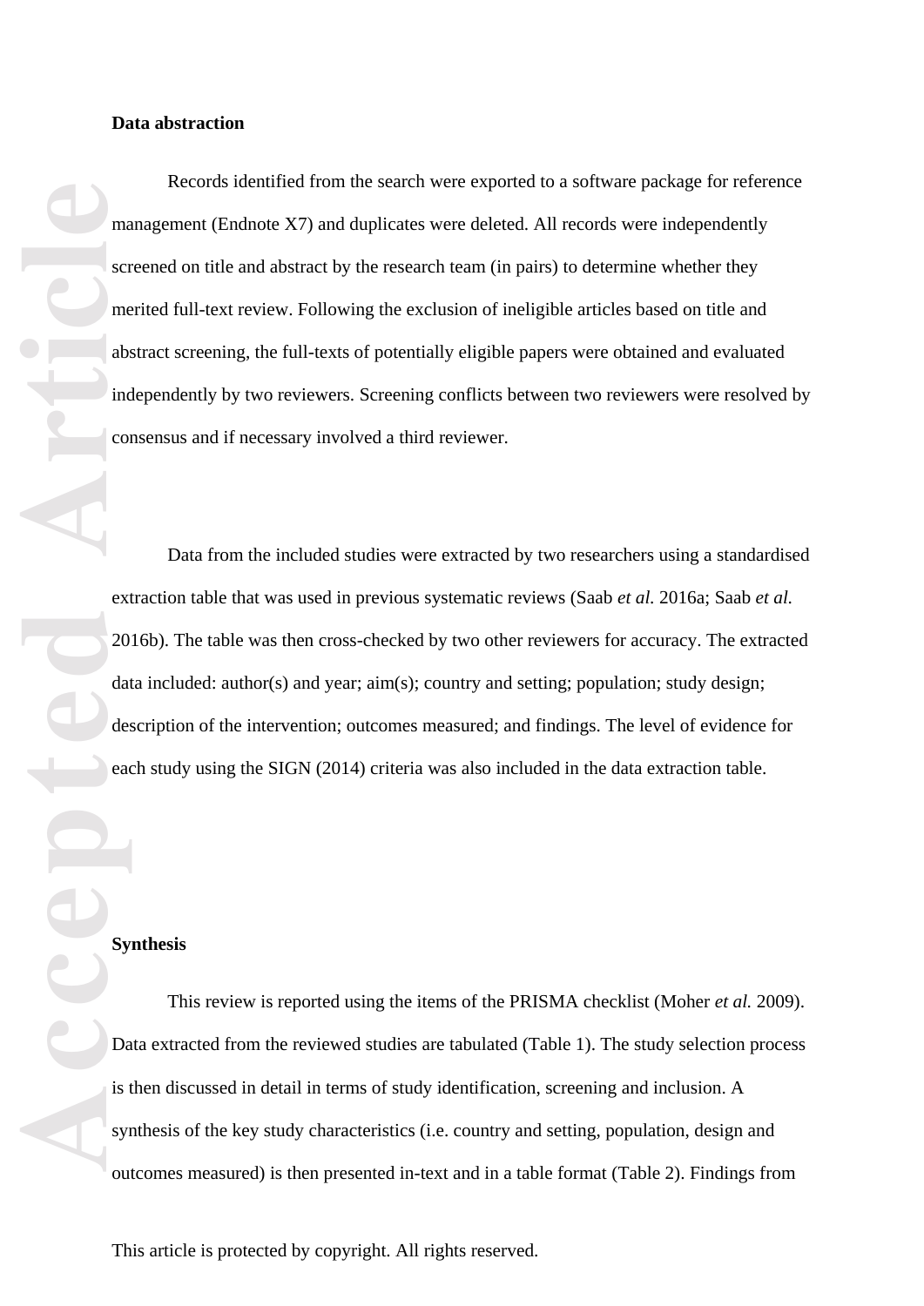**Data abstraction**

Records identified from the search were exported to a software package for reference management (Endnote X7) and duplicates were deleted. All records were independently screened on title and abstract by the research team (in pairs) to determine whether they merited full-text review. Following the exclusion of ineligible articles based on title and abstract screening, the full-texts of potentially eligible papers were obtained and evaluated independently by two reviewers. Screening conflicts between two reviewers were resolved by consensus and if necessary involved a third reviewer.

Data from the included studies were extracted by two researchers using a standardised extraction table that was used in previous systematic reviews (Saab *et al.* 2016a; Saab *et al.* 2016b). The table was then cross-checked by two other reviewers for accuracy. The extracted data included: author(s) and year; aim(s); country and setting; population; study design; description of the intervention; outcomes measured; and findings. The level of evidence for each study using the SIGN (2014) criteria was also included in the data extraction table.

**Synthesis**

This review is reported using the items of the PRISMA checklist (Moher *et al.* 2009). Data extracted from the reviewed studies are tabulated (Table 1). The study selection process is then discussed in detail in terms of study identification, screening and inclusion. A synthesis of the key study characteristics (i.e. country and setting, population, design and outcomes measured) is then presented in-text and in a table format (Table 2). Findings from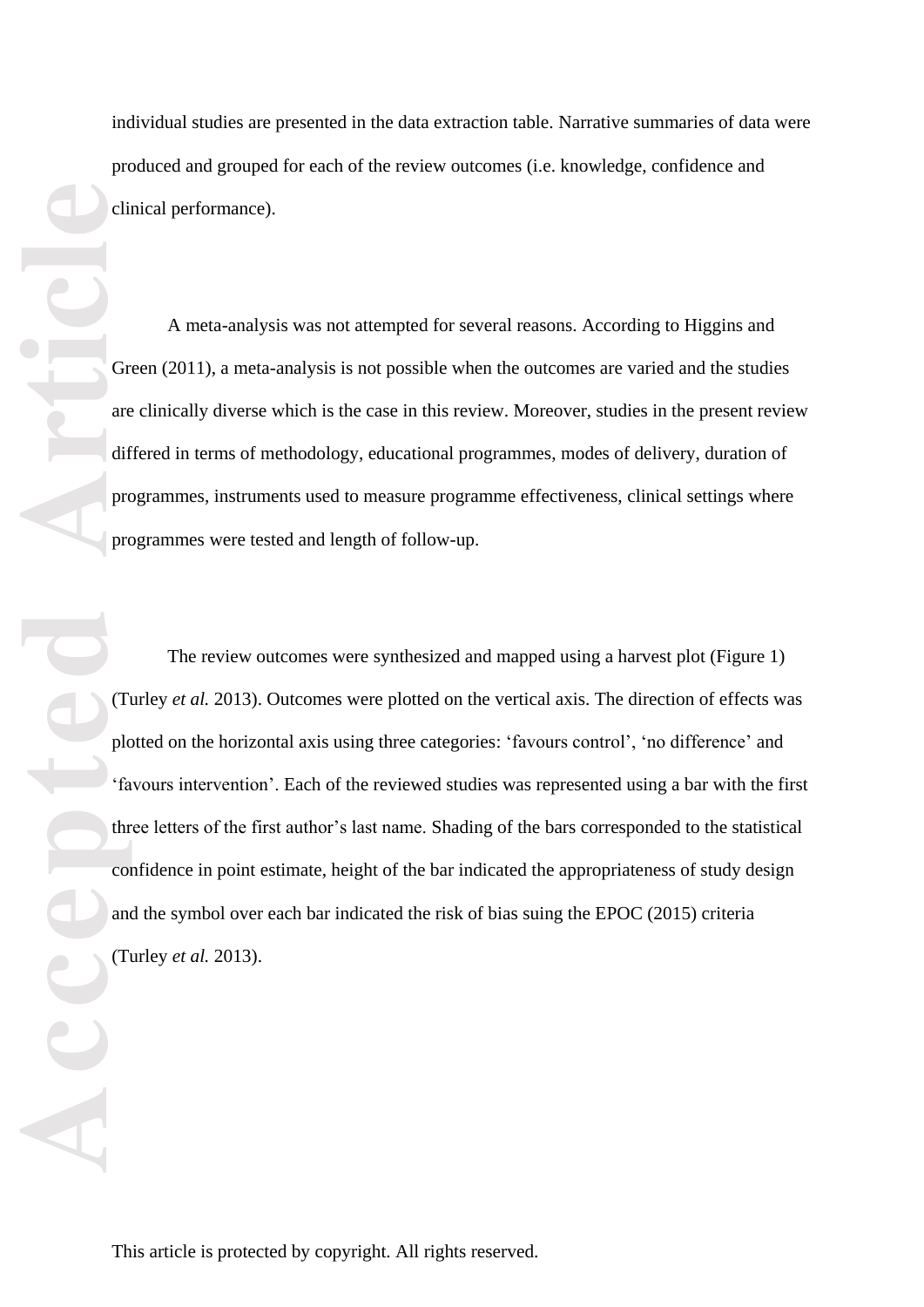individual studies are presented in the data extraction table. Narrative summaries of data were produced and grouped for each of the review outcomes (i.e. knowledge, confidence and clinical performance).

A meta-analysis was not attempted for several reasons. According to Higgins and Green (2011), a meta-analysis is not possible when the outcomes are varied and the studies are clinically diverse which is the case in this review. Moreover, studies in the present review differed in terms of methodology, educational programmes, modes of delivery, duration of programmes, instruments used to measure programme effectiveness, clinical settings where programmes were tested and length of follow-up.

The review outcomes were synthesized and mapped using a harvest plot (Figure 1) (Turley *et al.* 2013). Outcomes were plotted on the vertical axis. The direction of effects was plotted on the horizontal axis using three categories: 'favours control', 'no difference' and 'favours intervention'. Each of the reviewed studies was represented using a bar with the first three letters of the first author's last name. Shading of the bars corresponded to the statistical confidence in point estimate, height of the bar indicated the appropriateness of study design and the symbol over each bar indicated the risk of bias suing the EPOC (2015) criteria (Turley *et al.* 2013).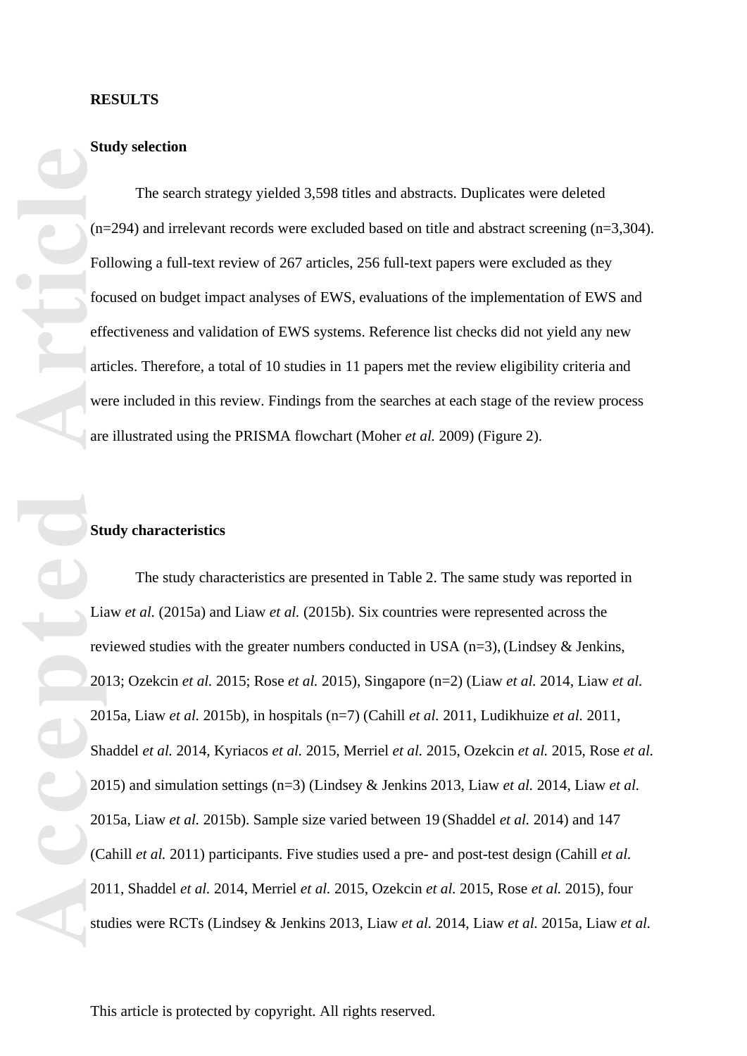**RESULTS**

**Study selection**

The search strategy yielded 3,598 titles and abstracts. Duplicates were deleted (n=294) and irrelevant records were excluded based on title and abstract screening (n=3,304). Following a full-text review of 267 articles, 256 full-text papers were excluded as they focused on budget impact analyses of EWS, evaluations of the implementation of EWS and effectiveness and validation of EWS systems. Reference list checks did not yield any new articles. Therefore, a total of 10 studies in 11 papers met the review eligibility criteria and were included in this review. Findings from the searches at each stage of the review process are illustrated using the PRISMA flowchart (Moher *et al.* 2009) (Figure 2).

**Study characteristics**

The study characteristics are presented in Table 2. The same study was reported in Liaw *et al.* (2015a) and Liaw *et al.* (2015b). Six countries were represented across the reviewed studies with the greater numbers conducted in USA (n=3), (Lindsey & Jenkins, 2013; Ozekcin *et al.* 2015; Rose *et al.* 2015), Singapore (n=2) (Liaw *et al.* 2014, Liaw *et al.* 2015a, Liaw *et al.* 2015b), in hospitals (n=7) (Cahill *et al.* 2011, Ludikhuize *et al.* 2011, Shaddel *et al.* 2014, Kyriacos *et al.* 2015, Merriel *et al.* 2015, Ozekcin *et al.* 2015, Rose *et al.* 2015) and simulation settings (n=3) (Lindsey & Jenkins 2013, Liaw *et al.* 2014, Liaw *et al.* 2015a, Liaw *et al.* 2015b). Sample size varied between 19 (Shaddel *et al.* 2014) and 147 (Cahill *et al.* 2011) participants. Five studies used a pre- and post-test design (Cahill *et al.* 2011, Shaddel *et al.* 2014, Merriel *et al.* 2015, Ozekcin *et al.* 2015, Rose *et al.* 2015), four studies were RCTs (Lindsey & Jenkins 2013, Liaw *et al.* 2014, Liaw *et al.* 2015a, Liaw *et al.*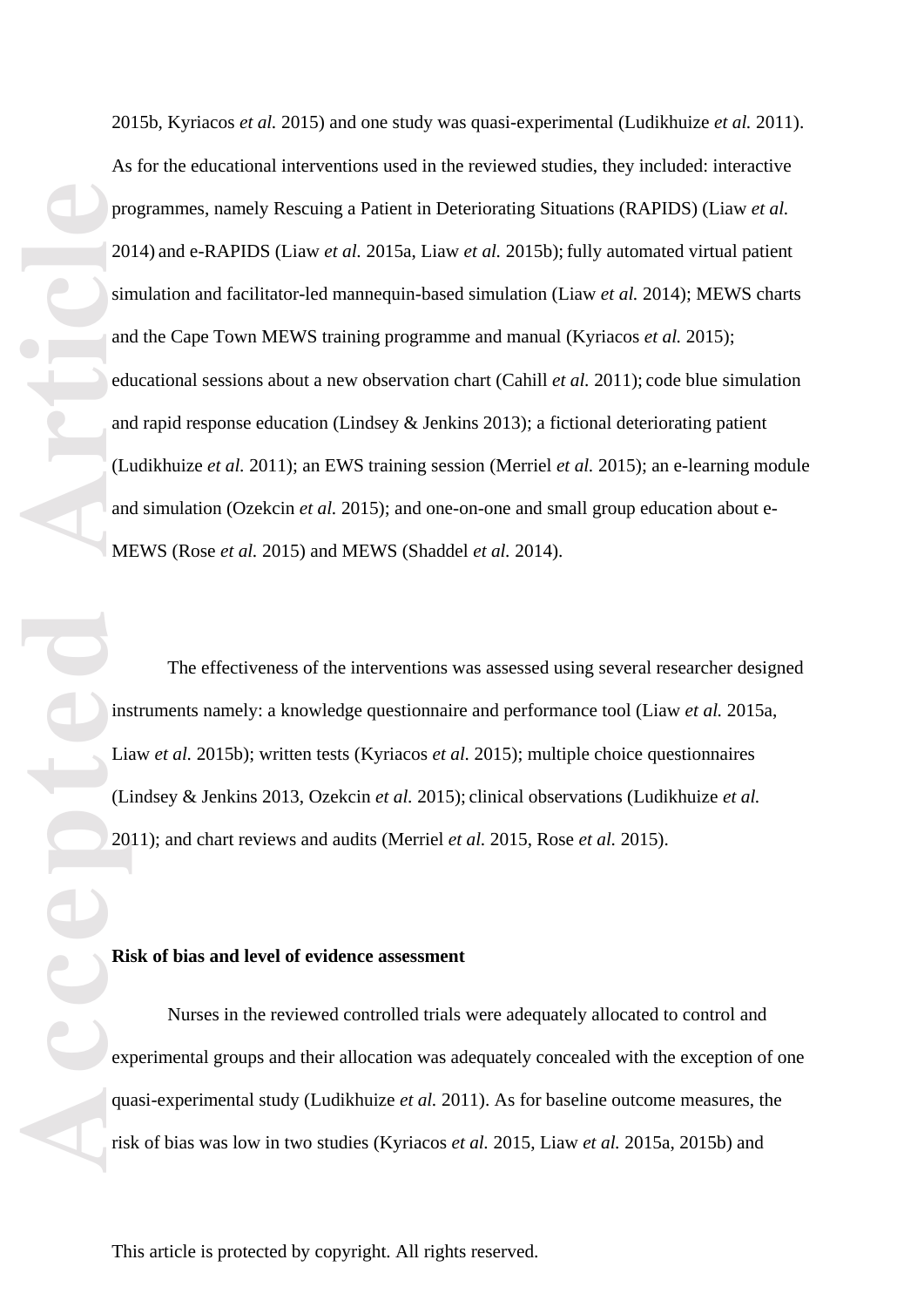2015b, Kyriacos *et al.* 2015) and one study was quasi-experimental (Ludikhuize *et al.* 2011). As for the educational interventions used in the reviewed studies, they included: interactive programmes, namely Rescuing a Patient in Deteriorating Situations (RAPIDS) (Liaw *et al.* 2014) and e-RAPIDS (Liaw *et al.* 2015a, Liaw *et al.* 2015b); fully automated virtual patient simulation and facilitator-led mannequin-based simulation (Liaw *et al.* 2014); MEWS charts and the Cape Town MEWS training programme and manual (Kyriacos *et al.* 2015); educational sessions about a new observation chart (Cahill *et al.* 2011); code blue simulation and rapid response education (Lindsey & Jenkins 2013); a fictional deteriorating patient (Ludikhuize *et al.* 2011); an EWS training session (Merriel *et al.* 2015); an e-learning module and simulation (Ozekcin *et al.* 2015); and one-on-one and small group education about e-MEWS (Rose *et al.* 2015) and MEWS (Shaddel *et al.* 2014).

The effectiveness of the interventions was assessed using several researcher designed instruments namely: a knowledge questionnaire and performance tool (Liaw *et al.* 2015a, Liaw *et al.* 2015b); written tests (Kyriacos *et al.* 2015); multiple choice questionnaires (Lindsey & Jenkins 2013, Ozekcin *et al.* 2015); clinical observations (Ludikhuize *et al.* 2011); and chart reviews and audits (Merriel *et al.* 2015, Rose *et al.* 2015).

**Risk of bias and level of evidence assessment**

Nurses in the reviewed controlled trials were adequately allocated to control and experimental groups and their allocation was adequately concealed with the exception of one quasi-experimental study (Ludikhuize *et al.* 2011). As for baseline outcome measures, the risk of bias was low in two studies (Kyriacos *et al.* 2015, Liaw *et al.* 2015a, 2015b) and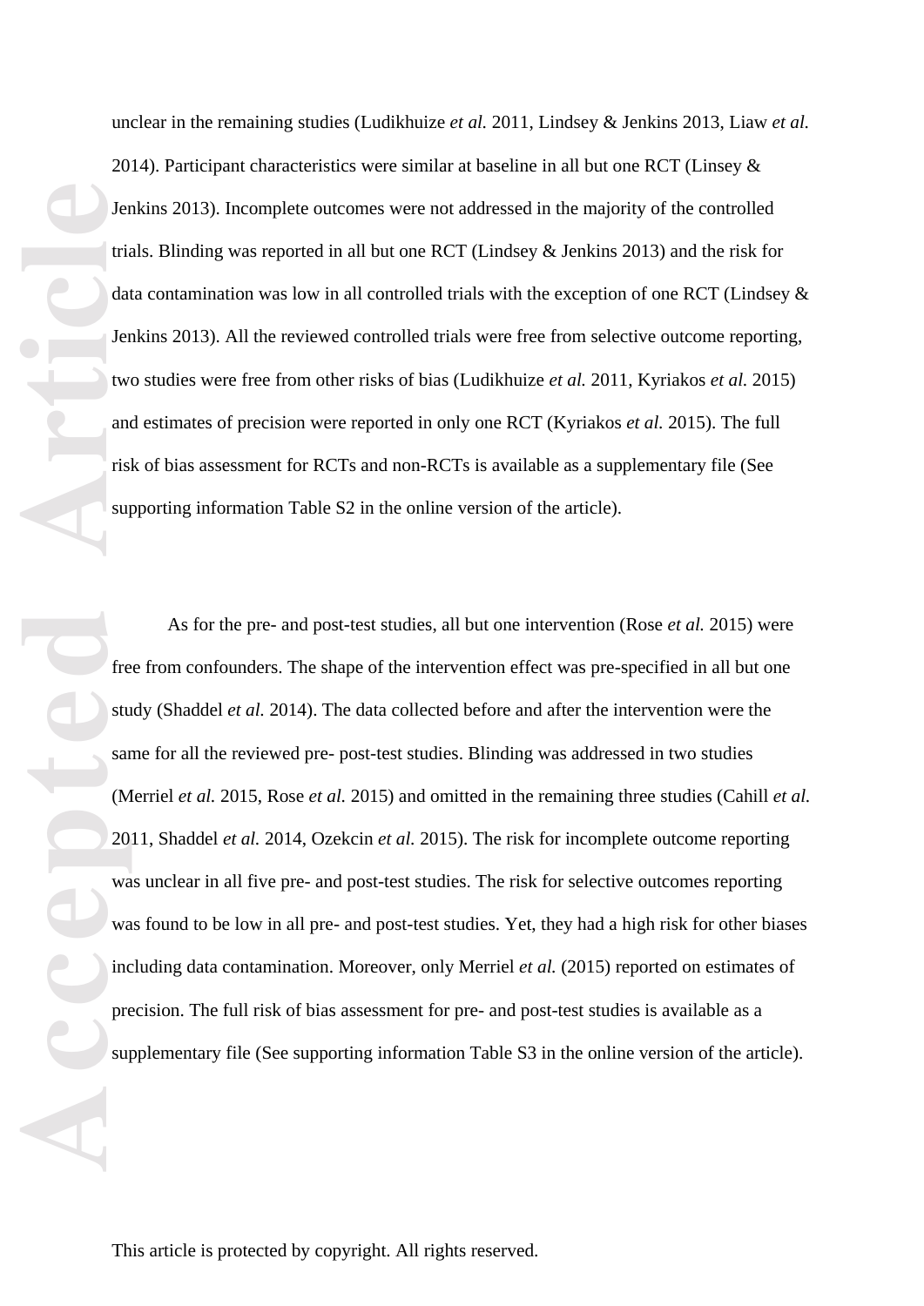unclear in the remaining studies (Ludikhuize *et al.* 2011, Lindsey & Jenkins 2013, Liaw *et al.* 2014). Participant characteristics were similar at baseline in all but one RCT (Linsey & Jenkins 2013). Incomplete outcomes were not addressed in the majority of the controlled trials. Blinding was reported in all but one RCT (Lindsey & Jenkins 2013) and the risk for data contamination was low in all controlled trials with the exception of one RCT (Lindsey & Jenkins 2013). All the reviewed controlled trials were free from selective outcome reporting, two studies were free from other risks of bias (Ludikhuize *et al.* 2011, Kyriakos *et al.* 2015) and estimates of precision were reported in only one RCT (Kyriakos *et al.* 2015). The full risk of bias assessment for RCTs and non-RCTs is available as a supplementary file (See supporting information Table S2 in the online version of the article).

As for the pre- and post-test studies, all but one intervention (Rose *et al.* 2015) were free from confounders. The shape of the intervention effect was pre-specified in all but one study (Shaddel *et al.* 2014). The data collected before and after the intervention were the same for all the reviewed pre- post-test studies. Blinding was addressed in two studies (Merriel *et al.* 2015, Rose *et al.* 2015) and omitted in the remaining three studies (Cahill *et al.* 2011, Shaddel *et al.* 2014, Ozekcin *et al.* 2015). The risk for incomplete outcome reporting was unclear in all five pre- and post-test studies. The risk for selective outcomes reporting was found to be low in all pre- and post-test studies. Yet, they had a high risk for other biases including data contamination. Moreover, only Merriel *et al.* (2015) reported on estimates of precision. The full risk of bias assessment for pre- and post-test studies is available as a supplementary file (See supporting information Table S3 in the online version of the article).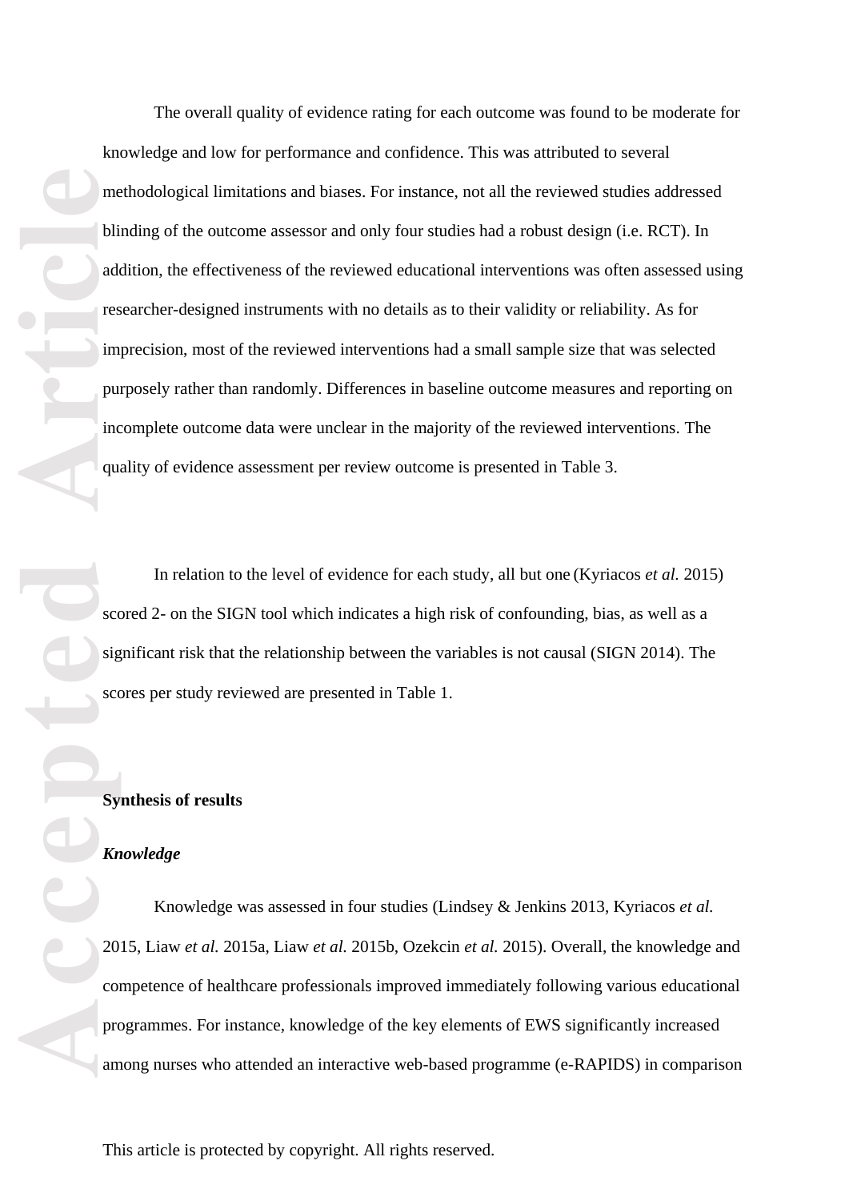The overall quality of evidence rating for each outcome was found to be moderate for knowledge and low for performance and confidence. This was attributed to several methodological limitations and biases. For instance, not all the reviewed studies addressed blinding of the outcome assessor and only four studies had a robust design (i.e. RCT). In addition, the effectiveness of the reviewed educational interventions was often assessed using researcher-designed instruments with no details as to their validity or reliability. As for imprecision, most of the reviewed interventions had a small sample size that was selected purposely rather than randomly. Differences in baseline outcome measures and reporting on incomplete outcome data were unclear in the majority of the reviewed interventions. The quality of evidence assessment per review outcome is presented in Table 3.

In relation to the level of evidence for each study, all but one (Kyriacos *et al.* 2015) scored 2- on the SIGN tool which indicates a high risk of confounding, bias, as well as a significant risk that the relationship between the variables is not causal (SIGN 2014). The scores per study reviewed are presented in Table 1.

## Synthesis of results

### *Knowledge*

Knowledge was assessed in four studies (Lindsey & Jenkins 2013, Kyriacos *et al.* 2015, Liaw *et al.* 2015a, Liaw *et al.* 2015b, Ozekcin *et al.* 2015). Overall, the knowledge and competence of healthcare professionals improved immediately following various educational programmes. For instance, knowledge of the key elements of EWS significantly increased among nurses who attended an interactive web-based programme (e-RAPIDS) in comparison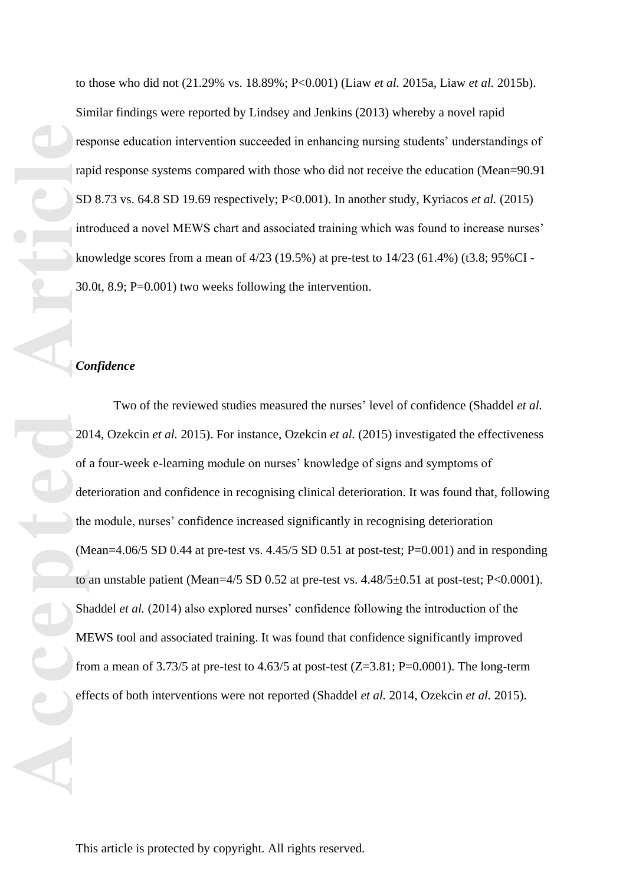to those who did not (21.29% vs. 18.89%; P<0.001) (Liaw *et al.* 2015a, Liaw *et al.* 2015b). Similar findings were reported by Lindsey and Jenkins (2013) whereby a novel rapid response education intervention succeeded in enhancing nursing students' understandings of rapid response systems compared with those who did not receive the education (Mean=90.91 SD 8.73 vs. 64.8 SD 19.69 respectively; P<0.001). In another study, Kyriacos *et al.* (2015) introduced a novel MEWS chart and associated training which was found to increase nurses' knowledge scores from a mean of 4/23 (19.5%) at pre-test to 14/23 (61.4%) (t3.8; 95%CI -30.0t, 8.9; P=0.001) two weeks following the intervention.

### *Confidence*

Two of the reviewed studies measured the nurses' level of confidence (Shaddel *et al.* 2014, Ozekcin *et al.* 2015). For instance, Ozekcin *et al.* (2015) investigated the effectiveness of a four-week e-learning module on nurses' knowledge of signs and symptoms of deterioration and confidence in recognising clinical deterioration. It was found that, following the module, nurses' confidence increased significantly in recognising deterioration (Mean=4.06/5 SD 0.44 at pre-test vs. 4.45/5 SD 0.51 at post-test; P=0.001) and in responding to an unstable patient (Mean=4/5 SD 0.52 at pre-test vs. 4.48/5±0.51 at post-test; P<0.0001). Shaddel *et al.* (2014) also explored nurses' confidence following the introduction of the MEWS tool and associated training. It was found that confidence significantly improved from a mean of 3.73/5 at pre-test to 4.63/5 at post-test (Z=3.81; P=0.0001). The long-term effects of both interventions were not reported (Shaddel *et al.* 2014, Ozekcin *et al.* 2015).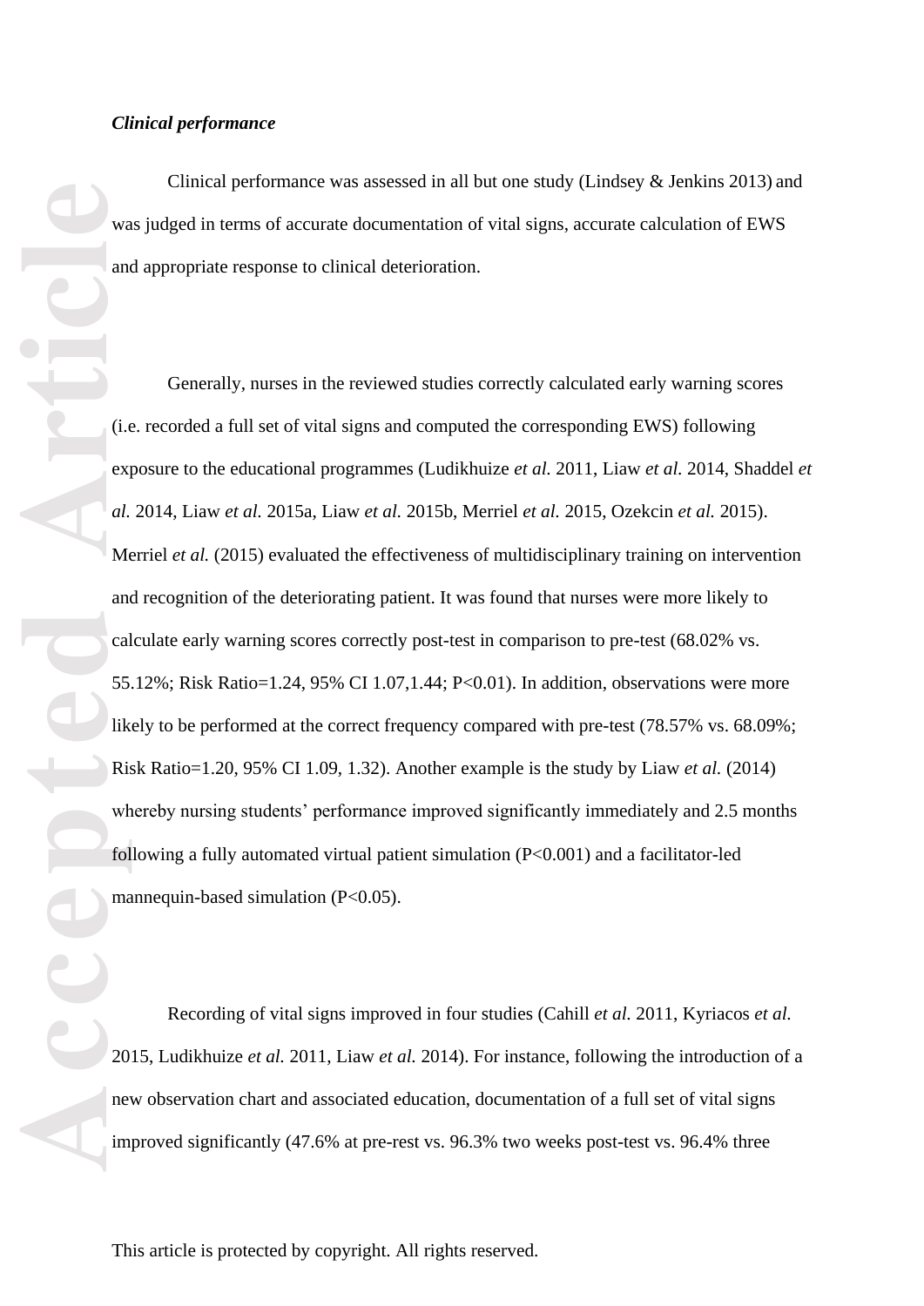***Clinical performance***

Clinical performance was assessed in all but one study (Lindsey & Jenkins 2013) and was judged in terms of accurate documentation of vital signs, accurate calculation of EWS and appropriate response to clinical deterioration.

Generally, nurses in the reviewed studies correctly calculated early warning scores (i.e. recorded a full set of vital signs and computed the corresponding EWS) following exposure to the educational programmes (Ludikhuize *et al.* 2011, Liaw *et al.* 2014, Shaddel *et al.* 2014, Liaw *et al.* 2015a, Liaw *et al.* 2015b, Merriel *et al.* 2015, Ozekcin *et al.* 2015). Merriel *et al.* (2015) evaluated the effectiveness of multidisciplinary training on intervention and recognition of the deteriorating patient. It was found that nurses were more likely to calculate early warning scores correctly post-test in comparison to pre-test (68.02% vs. 55.12%; Risk Ratio=1.24, 95% CI 1.07,1.44; $P<0.01$). In addition, observations were more likely to be performed at the correct frequency compared with pre-test (78.57% vs. 68.09%; Risk Ratio=1.20, 95% CI 1.09, 1.32). Another example is the study by Liaw *et al.* (2014) whereby nursing students' performance improved significantly immediately and 2.5 months following a fully automated virtual patient simulation ($P<0.001$) and a facilitator-led mannequin-based simulation ($P<0.05$).

Recording of vital signs improved in four studies (Cahill *et al.* 2011, Kyriacos *et al.* 2015, Ludikhuize *et al.* 2011, Liaw *et al.* 2014). For instance, following the introduction of a new observation chart and associated education, documentation of a full set of vital signs improved significantly (47.6% at pre-rest vs. 96.3% two weeks post-test vs. 96.4% three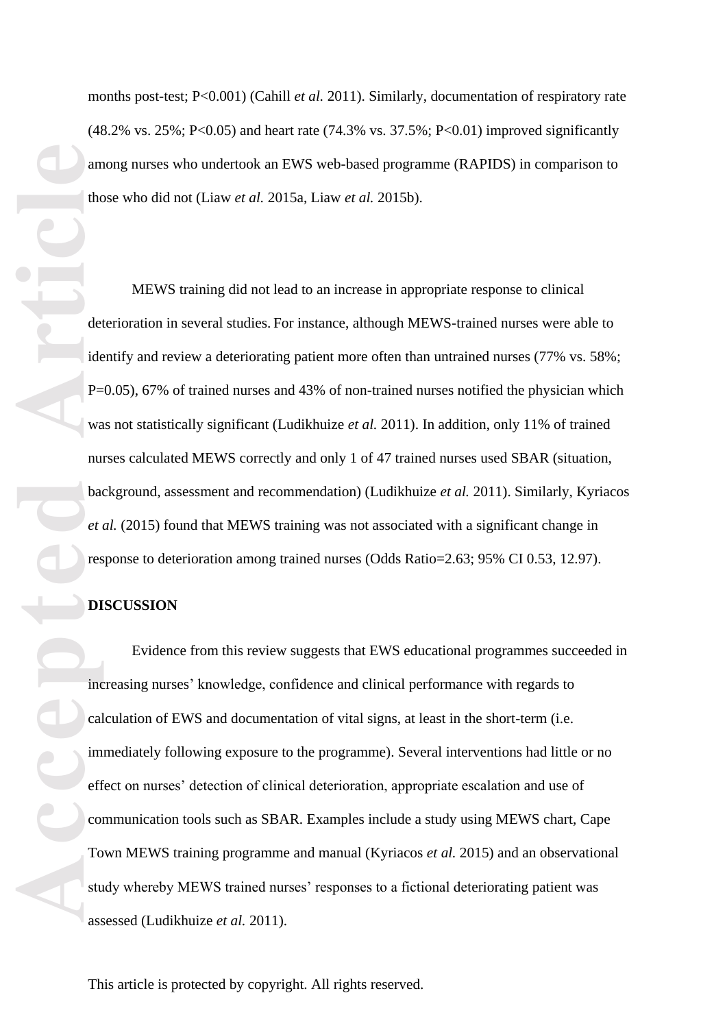months post-test; P<0.001) (Cahill *et al.* 2011). Similarly, documentation of respiratory rate (48.2% vs. 25%; P<0.05) and heart rate (74.3% vs. 37.5%; P<0.01) improved significantly among nurses who undertook an EWS web-based programme (RAPIDS) in comparison to those who did not (Liaw *et al.* 2015a, Liaw *et al.* 2015b).

MEWS training did not lead to an increase in appropriate response to clinical deterioration in several studies. For instance, although MEWS-trained nurses were able to identify and review a deteriorating patient more often than untrained nurses (77% vs. 58%; P=0.05), 67% of trained nurses and 43% of non-trained nurses notified the physician which was not statistically significant (Ludikhuize *et al.* 2011). In addition, only 11% of trained nurses calculated MEWS correctly and only 1 of 47 trained nurses used SBAR (situation, background, assessment and recommendation) (Ludikhuize *et al.* 2011). Similarly, Kyriacos *et al.* (2015) found that MEWS training was not associated with a significant change in response to deterioration among trained nurses (Odds Ratio=2.63; 95% CI 0.53, 12.97).

## DISCUSSION

Evidence from this review suggests that EWS educational programmes succeeded in increasing nurses' knowledge, confidence and clinical performance with regards to calculation of EWS and documentation of vital signs, at least in the short-term (i.e. immediately following exposure to the programme). Several interventions had little or no effect on nurses' detection of clinical deterioration, appropriate escalation and use of communication tools such as SBAR. Examples include a study using MEWS chart, Cape Town MEWS training programme and manual (Kyriacos *et al.* 2015) and an observational study whereby MEWS trained nurses' responses to a fictional deteriorating patient was assessed (Ludikhuize *et al.* 2011).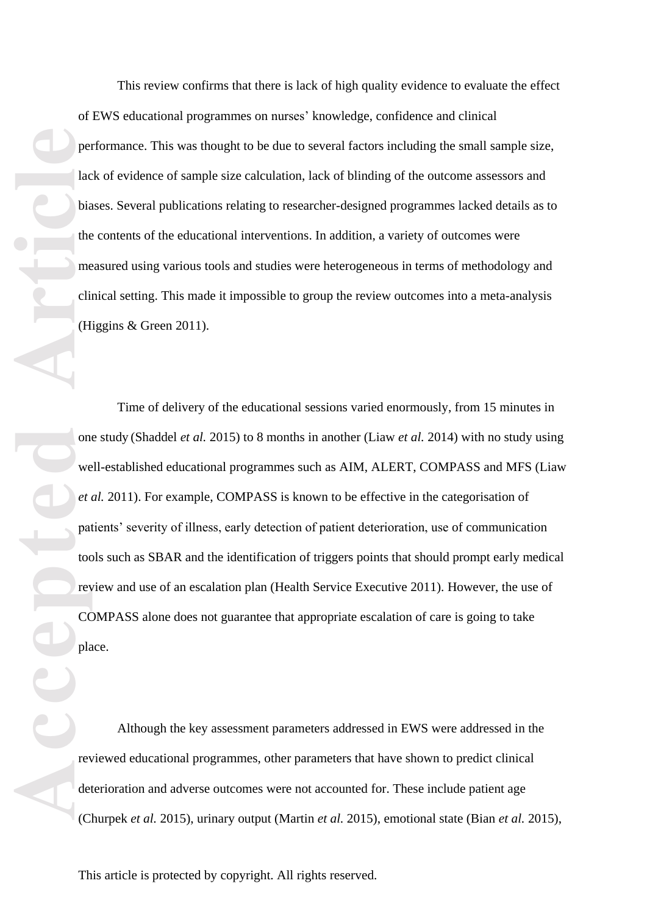This review confirms that there is lack of high quality evidence to evaluate the effect of EWS educational programmes on nurses' knowledge, confidence and clinical performance. This was thought to be due to several factors including the small sample size, lack of evidence of sample size calculation, lack of blinding of the outcome assessors and biases. Several publications relating to researcher-designed programmes lacked details as to the contents of the educational interventions. In addition, a variety of outcomes were measured using various tools and studies were heterogeneous in terms of methodology and clinical setting. This made it impossible to group the review outcomes into a meta-analysis (Higgins & Green 2011).

Time of delivery of the educational sessions varied enormously, from 15 minutes in one study (Shaddel *et al.* 2015) to 8 months in another (Liaw *et al.* 2014) with no study using well-established educational programmes such as AIM, ALERT, COMPASS and MFS (Liaw *et al.* 2011). For example, COMPASS is known to be effective in the categorisation of patients' severity of illness, early detection of patient deterioration, use of communication tools such as SBAR and the identification of triggers points that should prompt early medical review and use of an escalation plan (Health Service Executive 2011). However, the use of COMPASS alone does not guarantee that appropriate escalation of care is going to take place.

Although the key assessment parameters addressed in EWS were addressed in the reviewed educational programmes, other parameters that have shown to predict clinical deterioration and adverse outcomes were not accounted for. These include patient age (Churpek *et al.* 2015), urinary output (Martin *et al.* 2015), emotional state (Bian *et al.* 2015),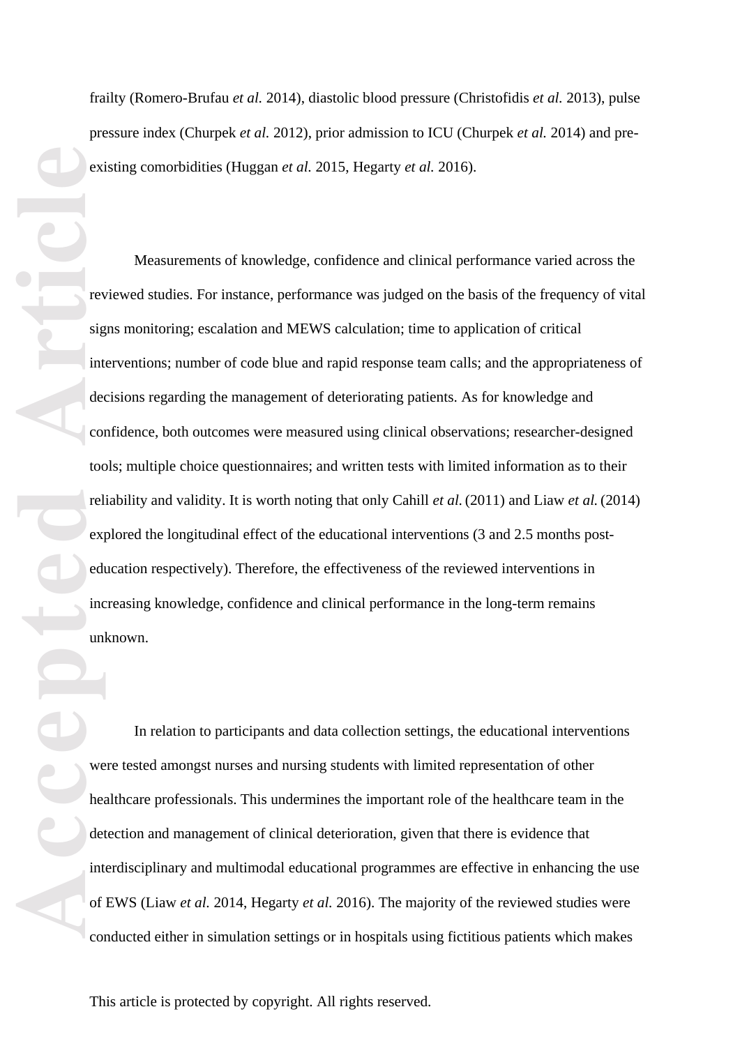frailty (Romero-Brufau *et al.* 2014), diastolic blood pressure (Christofidis *et al.* 2013), pulse pressure index (Churpek *et al.* 2012), prior admission to ICU (Churpek *et al.* 2014) and pre-existing comorbidities (Huggan *et al.* 2015, Hegarty *et al.* 2016).

Measurements of knowledge, confidence and clinical performance varied across the reviewed studies. For instance, performance was judged on the basis of the frequency of vital signs monitoring; escalation and MEWS calculation; time to application of critical interventions; number of code blue and rapid response team calls; and the appropriateness of decisions regarding the management of deteriorating patients. As for knowledge and confidence, both outcomes were measured using clinical observations; researcher-designed tools; multiple choice questionnaires; and written tests with limited information as to their reliability and validity. It is worth noting that only Cahill *et al.* (2011) and Liaw *et al.* (2014) explored the longitudinal effect of the educational interventions (3 and 2.5 months post-education respectively). Therefore, the effectiveness of the reviewed interventions in increasing knowledge, confidence and clinical performance in the long-term remains unknown.

In relation to participants and data collection settings, the educational interventions were tested amongst nurses and nursing students with limited representation of other healthcare professionals. This undermines the important role of the healthcare team in the detection and management of clinical deterioration, given that there is evidence that interdisciplinary and multimodal educational programmes are effective in enhancing the use of EWS (Liaw *et al.* 2014, Hegarty *et al.* 2016). The majority of the reviewed studies were conducted either in simulation settings or in hospitals using fictitious patients which makes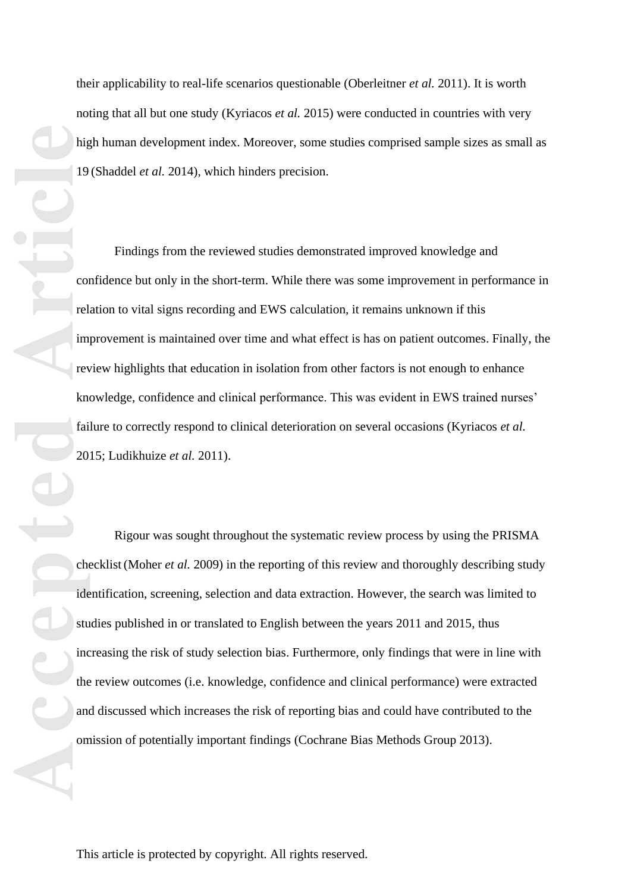their applicability to real-life scenarios questionable (Oberleitner *et al.* 2011). It is worth noting that all but one study (Kyriacos *et al.* 2015) were conducted in countries with very high human development index. Moreover, some studies comprised sample sizes as small as 19 (Shaddel *et al.* 2014), which hinders precision.

Findings from the reviewed studies demonstrated improved knowledge and confidence but only in the short-term. While there was some improvement in performance in relation to vital signs recording and EWS calculation, it remains unknown if this improvement is maintained over time and what effect is has on patient outcomes. Finally, the review highlights that education in isolation from other factors is not enough to enhance knowledge, confidence and clinical performance. This was evident in EWS trained nurses' failure to correctly respond to clinical deterioration on several occasions (Kyriacos *et al.* 2015; Ludikhuize *et al.* 2011).

Rigour was sought throughout the systematic review process by using the PRISMA checklist (Moher *et al.* 2009) in the reporting of this review and thoroughly describing study identification, screening, selection and data extraction. However, the search was limited to studies published in or translated to English between the years 2011 and 2015, thus increasing the risk of study selection bias. Furthermore, only findings that were in line with the review outcomes (i.e. knowledge, confidence and clinical performance) were extracted and discussed which increases the risk of reporting bias and could have contributed to the omission of potentially important findings (Cochrane Bias Methods Group 2013).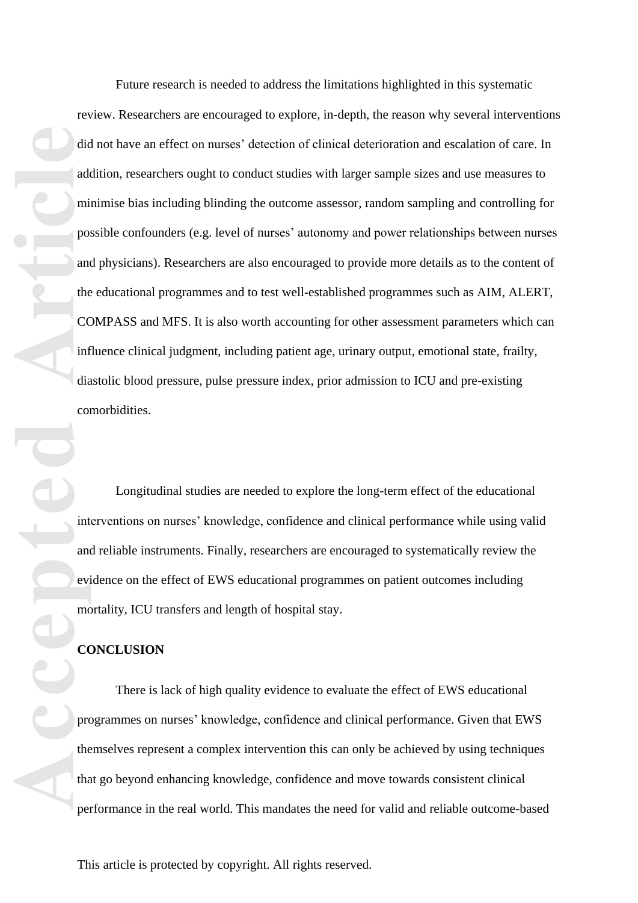Future research is needed to address the limitations highlighted in this systematic review. Researchers are encouraged to explore, in-depth, the reason why several interventions did not have an effect on nurses' detection of clinical deterioration and escalation of care. In addition, researchers ought to conduct studies with larger sample sizes and use measures to minimise bias including blinding the outcome assessor, random sampling and controlling for possible confounders (e.g. level of nurses' autonomy and power relationships between nurses and physicians). Researchers are also encouraged to provide more details as to the content of the educational programmes and to test well-established programmes such as AIM, ALERT, COMPASS and MFS. It is also worth accounting for other assessment parameters which can influence clinical judgment, including patient age, urinary output, emotional state, frailty, diastolic blood pressure, pulse pressure index, prior admission to ICU and pre-existing comorbidities.

Longitudinal studies are needed to explore the long-term effect of the educational interventions on nurses' knowledge, confidence and clinical performance while using valid and reliable instruments. Finally, researchers are encouraged to systematically review the evidence on the effect of EWS educational programmes on patient outcomes including mortality, ICU transfers and length of hospital stay.

## CONCLUSION

There is lack of high quality evidence to evaluate the effect of EWS educational programmes on nurses' knowledge, confidence and clinical performance. Given that EWS themselves represent a complex intervention this can only be achieved by using techniques that go beyond enhancing knowledge, confidence and move towards consistent clinical performance in the real world. This mandates the need for valid and reliable outcome-based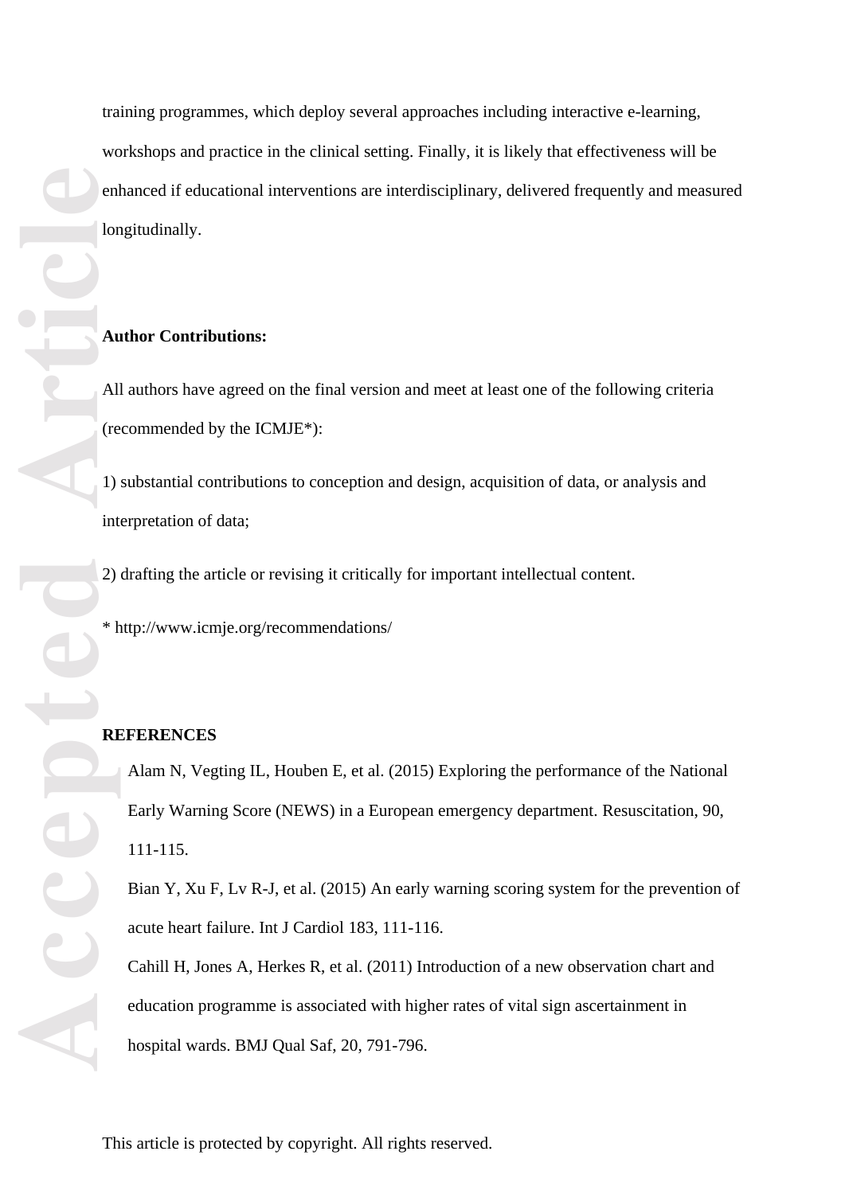training programmes, which deploy several approaches including interactive e-learning, workshops and practice in the clinical setting. Finally, it is likely that effectiveness will be enhanced if educational interventions are interdisciplinary, delivered frequently and measured longitudinally.

**Author Contributions:**

All authors have agreed on the final version and meet at least one of the following criteria (recommended by the ICMJE*):

1) substantial contributions to conception and design, acquisition of data, or analysis and interpretation of data;

2) drafting the article or revising it critically for important intellectual content.

* http://www.icmje.org/recommendations/

**REFERENCES**

Alam N, Vegting IL, Houben E, et al. (2015) Exploring the performance of the National Early Warning Score (NEWS) in a European emergency department. Resuscitation, 90, 111-115.

Bian Y, Xu F, Lv R-J, et al. (2015) An early warning scoring system for the prevention of acute heart failure. Int J Cardiol 183, 111-116.

Cahill H, Jones A, Herkes R, et al. (2011) Introduction of a new observation chart and education programme is associated with higher rates of vital sign ascertainment in hospital wards. BMJ Qual Saf, 20, 791-796.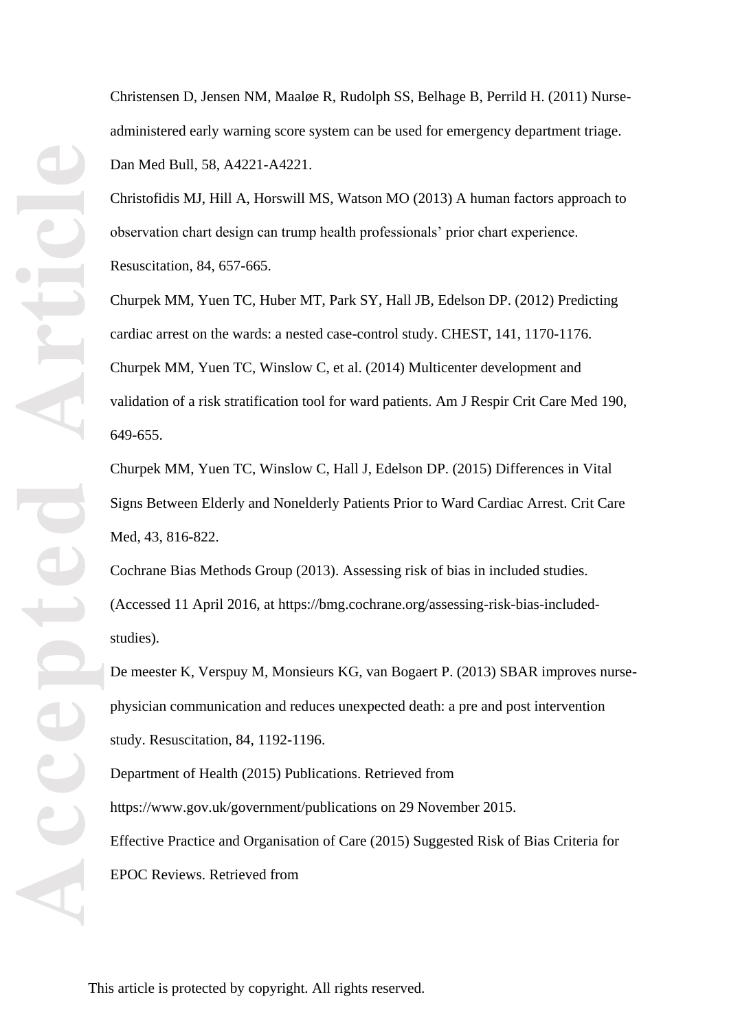Christensen D, Jensen NM, Maaløe R, Rudolph SS, Belhage B, Perrild H. (2011) Nurse-administered early warning score system can be used for emergency department triage. Dan Med Bull, 58, A4221-A4221.

Christofidis MJ, Hill A, Horswill MS, Watson MO (2013) A human factors approach to observation chart design can trump health professionals' prior chart experience. Resuscitation, 84, 657-665.

Churpek MM, Yuen TC, Huber MT, Park SY, Hall JB, Edelson DP. (2012) Predicting cardiac arrest on the wards: a nested case-control study. CHEST, 141, 1170-1176.

Churpek MM, Yuen TC, Winslow C, et al. (2014) Multicenter development and validation of a risk stratification tool for ward patients. Am J Respir Crit Care Med 190, 649-655.

Churpek MM, Yuen TC, Winslow C, Hall J, Edelson DP. (2015) Differences in Vital Signs Between Elderly and Nonelderly Patients Prior to Ward Cardiac Arrest. Crit Care Med, 43, 816-822.

Cochrane Bias Methods Group (2013). Assessing risk of bias in included studies. (Accessed 11 April 2016, at https://bmg.cochrane.org/assessing-risk-bias-included-studies).

De meester K, Verspuy M, Monsieurs KG, van Bogaert P. (2013) SBAR improves nurse-physician communication and reduces unexpected death: a pre and post intervention study. Resuscitation, 84, 1192-1196.

Department of Health (2015) Publications. Retrieved from https://www.gov.uk/government/publications on 29 November 2015.

Effective Practice and Organisation of Care (2015) Suggested Risk of Bias Criteria for EPOC Reviews. Retrieved from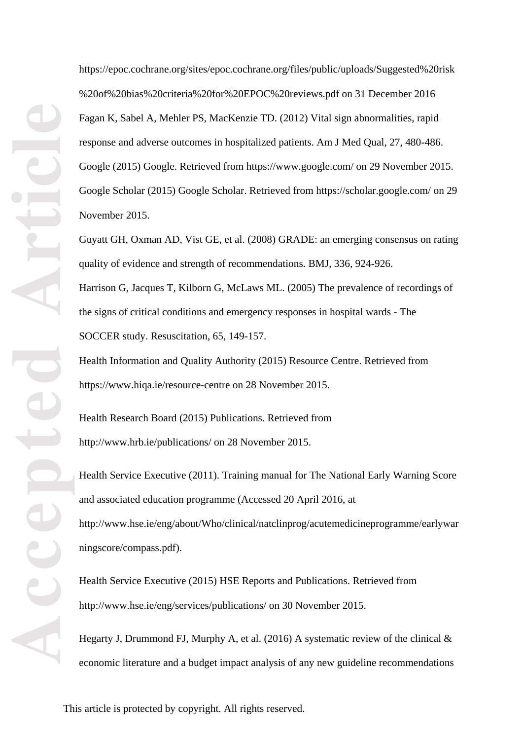https://epoc.cochrane.org/sites/epoc.cochrane.org/files/public/uploads/Suggested%20risk%20of%20bias%20criteria%20for%20EPOC%20reviews.pdf on 31 December 2016

Fagan K, Sabel A, Mehler PS, MacKenzie TD. (2012) Vital sign abnormalities, rapid response and adverse outcomes in hospitalized patients. Am J Med Qual, 27, 480-486.

Google (2015) Google. Retrieved from https://www.google.com/ on 29 November 2015.

Google Scholar (2015) Google Scholar. Retrieved from https://scholar.google.com/ on 29 November 2015.

Guyatt GH, Oxman AD, Vist GE, et al. (2008) GRADE: an emerging consensus on rating quality of evidence and strength of recommendations. BMJ, 336, 924-926.

Harrison G, Jacques T, Kilborn G, McLaws ML. (2005) The prevalence of recordings of the signs of critical conditions and emergency responses in hospital wards - The SOCCER study. Resuscitation, 65, 149-157.

Health Information and Quality Authority (2015) Resource Centre. Retrieved from https://www.hiqa.ie/resource-centre on 28 November 2015.

Health Research Board (2015) Publications. Retrieved from http://www.hrb.ie/publications/ on 28 November 2015.

Health Service Executive (2011). Training manual for The National Early Warning Score and associated education programme (Accessed 20 April 2016, at http://www.hse.ie/eng/about/Who/clinical/natclinprog/acutemedicineprogramme/earlywarningscore/compass.pdf).

Health Service Executive (2015) HSE Reports and Publications. Retrieved from http://www.hse.ie/eng/services/publications/ on 30 November 2015.

Hegarty J, Drummond FJ, Murphy A, et al. (2016) A systematic review of the clinical & economic literature and a budget impact analysis of any new guideline recommendations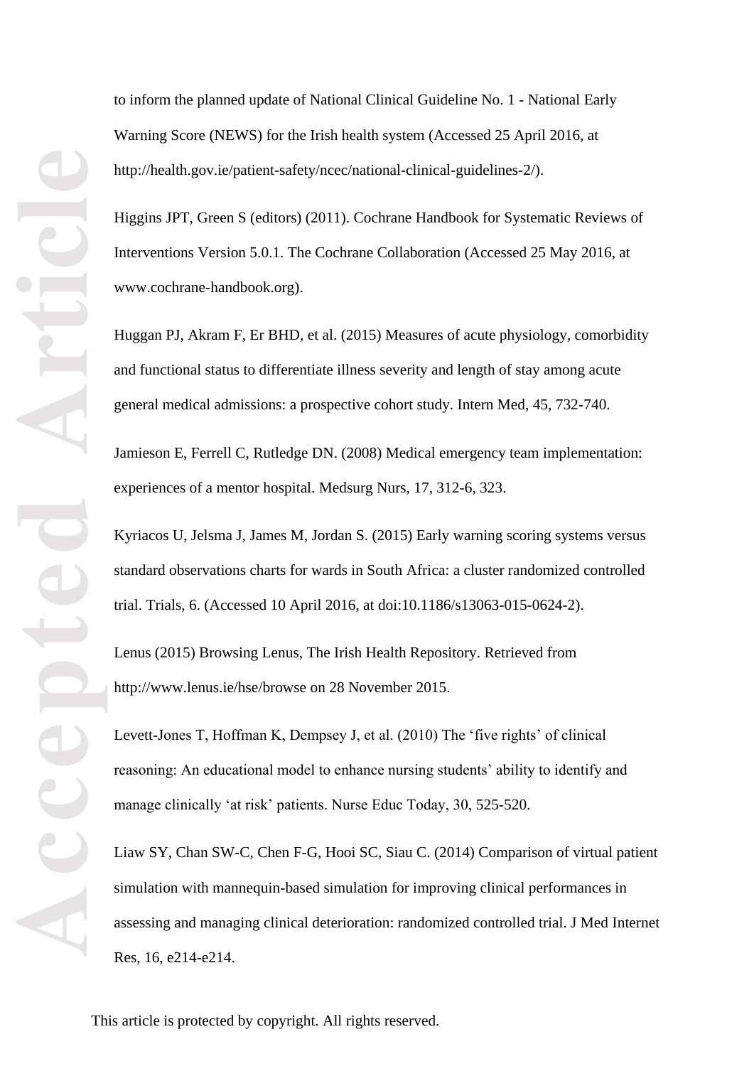to inform the planned update of National Clinical Guideline No. 1 - National Early Warning Score (NEWS) for the Irish health system (Accessed 25 April 2016, at http://health.gov.ie/patient-safety/ncec/national-clinical-guidelines-2/).

Higgins JPT, Green S (editors) (2011). Cochrane Handbook for Systematic Reviews of Interventions Version 5.0.1. The Cochrane Collaboration (Accessed 25 May 2016, at www.cochrane-handbook.org).

Huggan PJ, Akram F, Er BHD, et al. (2015) Measures of acute physiology, comorbidity and functional status to differentiate illness severity and length of stay among acute general medical admissions: a prospective cohort study. Intern Med, 45, 732-740.

Jamieson E, Ferrell C, Rutledge DN. (2008) Medical emergency team implementation: experiences of a mentor hospital. Medsurg Nurs, 17, 312-6, 323.

Kyriacos U, Jelsma J, James M, Jordan S. (2015) Early warning scoring systems versus standard observations charts for wards in South Africa: a cluster randomized controlled trial. Trials, 6. (Accessed 10 April 2016, at doi:10.1186/s13063-015-0624-2).

Lenus (2015) Browsing Lenus, The Irish Health Repository. Retrieved from http://www.lenus.ie/hse/browse on 28 November 2015.

Levett-Jones T, Hoffman K, Dempsey J, et al. (2010) The 'five rights' of clinical reasoning: An educational model to enhance nursing students' ability to identify and manage clinically 'at risk' patients. Nurse Educ Today, 30, 525-520.

Liaw SY, Chan SW-C, Chen F-G, Hooi SC, Siau C. (2014) Comparison of virtual patient simulation with mannequin-based simulation for improving clinical performances in assessing and managing clinical deterioration: randomized controlled trial. J Med Internet Res, 16, e214-e214.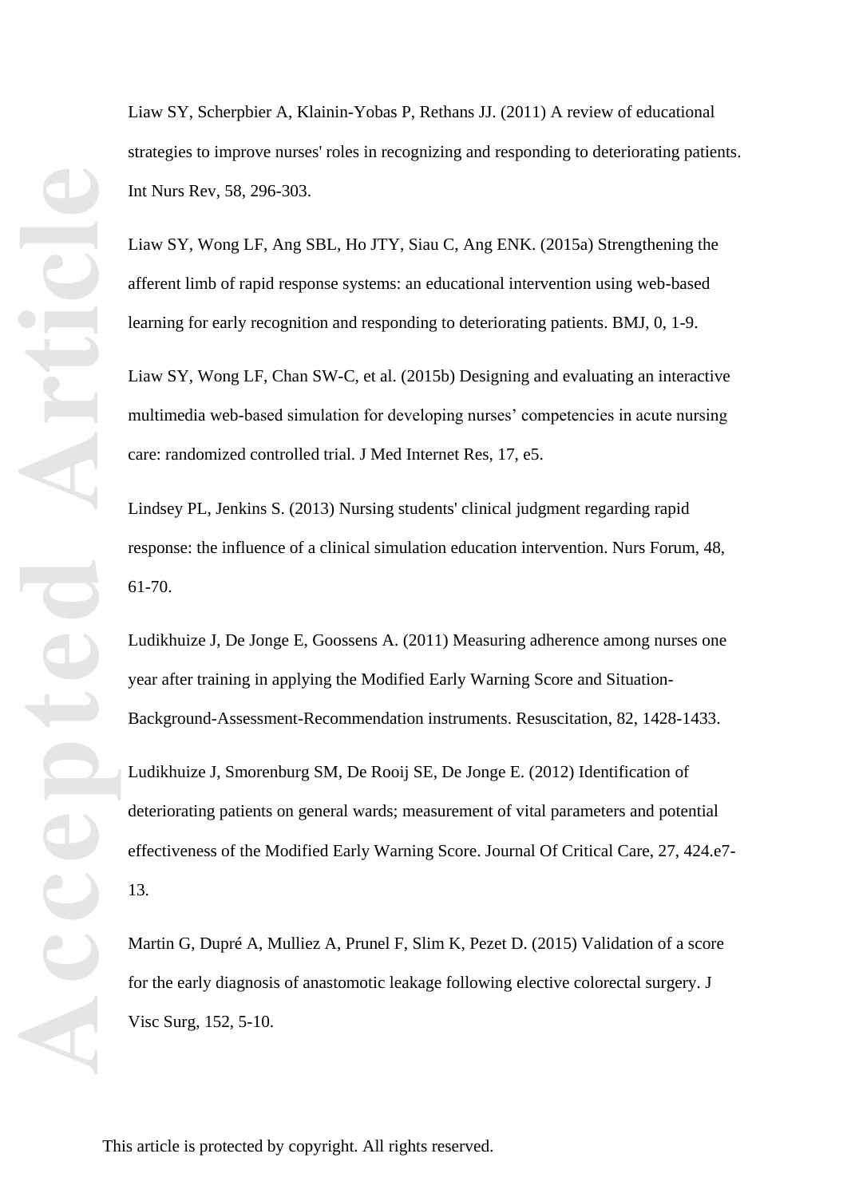Liaw SY, Scherpbier A, Klainin-Yobas P, Rethans JJ. (2011) A review of educational strategies to improve nurses' roles in recognizing and responding to deteriorating patients. Int Nurs Rev, 58, 296-303.

Liaw SY, Wong LF, Ang SBL, Ho JTY, Siau C, Ang ENK. (2015a) Strengthening the afferent limb of rapid response systems: an educational intervention using web-based learning for early recognition and responding to deteriorating patients. BMJ, 0, 1-9.

Liaw SY, Wong LF, Chan SW-C, et al. (2015b) Designing and evaluating an interactive multimedia web-based simulation for developing nurses' competencies in acute nursing care: randomized controlled trial. J Med Internet Res, 17, e5.

Lindsey PL, Jenkins S. (2013) Nursing students' clinical judgment regarding rapid response: the influence of a clinical simulation education intervention. Nurs Forum, 48, 61-70.

Ludikhuize J, De Jonge E, Goossens A. (2011) Measuring adherence among nurses one year after training in applying the Modified Early Warning Score and Situation-Background-Assessment-Recommendation instruments. Resuscitation, 82, 1428-1433.

Ludikhuize J, Smorenburg SM, De Rooij SE, De Jonge E. (2012) Identification of deteriorating patients on general wards; measurement of vital parameters and potential effectiveness of the Modified Early Warning Score. Journal Of Critical Care, 27, 424.e7-13.

Martin G, Dupré A, Mulliez A, Prunel F, Slim K, Pezet D. (2015) Validation of a score for the early diagnosis of anastomotic leakage following elective colorectal surgery. J Visc Surg, 152, 5-10.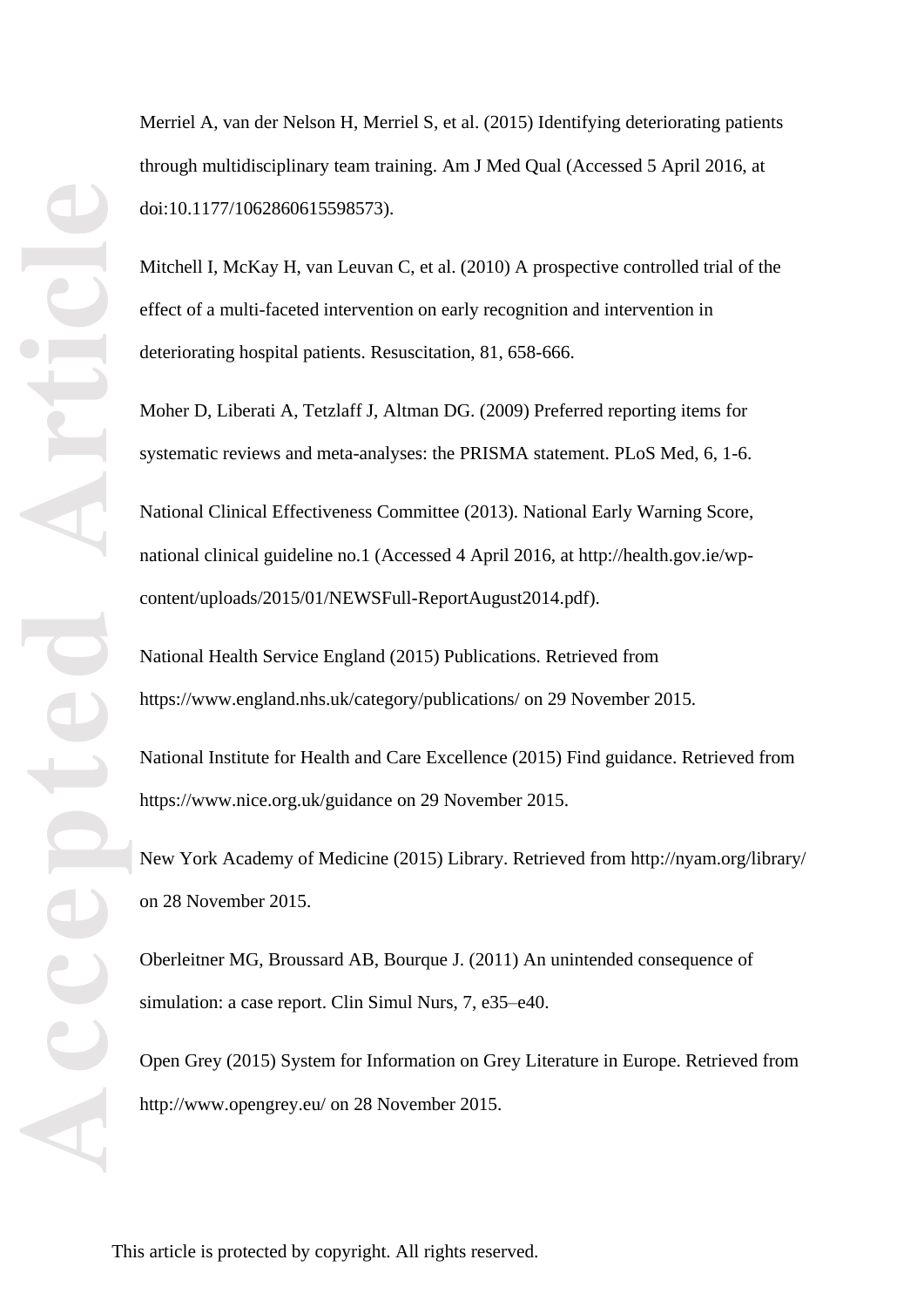Merriel A, van der Nelson H, Merriel S, et al. (2015) Identifying deteriorating patients through multidisciplinary team training. Am J Med Qual (Accessed 5 April 2016, at doi:10.1177/1062860615598573).

Mitchell I, McKay H, van Leuvan C, et al. (2010) A prospective controlled trial of the effect of a multi-faceted intervention on early recognition and intervention in deteriorating hospital patients. Resuscitation, 81, 658-666.

Moher D, Liberati A, Tetzlaff J, Altman DG. (2009) Preferred reporting items for systematic reviews and meta-analyses: the PRISMA statement. PLoS Med, 6, 1-6.

National Clinical Effectiveness Committee (2013). National Early Warning Score, national clinical guideline no.1 (Accessed 4 April 2016, at http://health.gov.ie/wp-content/uploads/2015/01/NEWSFull-ReportAugust2014.pdf).

National Health Service England (2015) Publications. Retrieved from https://www.england.nhs.uk/category/publications/ on 29 November 2015.

National Institute for Health and Care Excellence (2015) Find guidance. Retrieved from https://www.nice.org.uk/guidance on 29 November 2015.

New York Academy of Medicine (2015) Library. Retrieved from http://nyam.org/library/ on 28 November 2015.

Oberleitner MG, Broussard AB, Bourque J. (2011) An unintended consequence of simulation: a case report. Clin Simul Nurs, 7, e35–e40.

Open Grey (2015) System for Information on Grey Literature in Europe. Retrieved from http://www.opengrey.eu/ on 28 November 2015.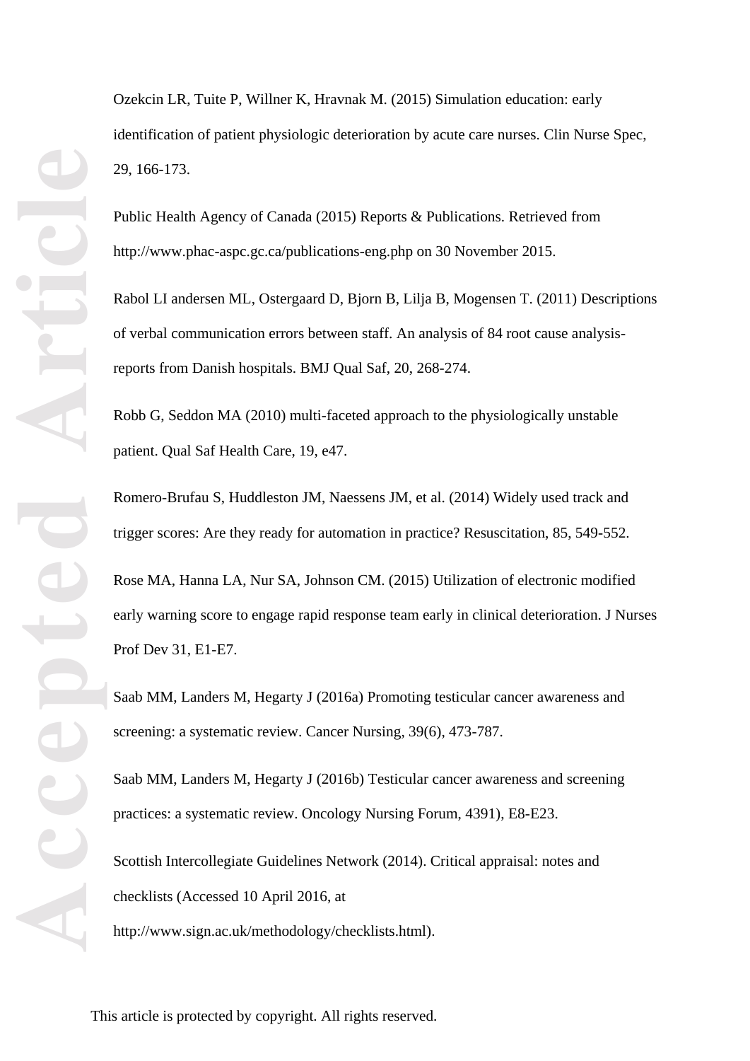Ozekcin LR, Tuite P, Willner K, Hravnak M. (2015) Simulation education: early identification of patient physiologic deterioration by acute care nurses. Clin Nurse Spec, 29, 166-173.

Public Health Agency of Canada (2015) Reports & Publications. Retrieved from http://www.phac-aspc.gc.ca/publications-eng.php on 30 November 2015.

Rabol LI andersen ML, Ostergaard D, Bjorn B, Lilja B, Mogensen T. (2011) Descriptions of verbal communication errors between staff. An analysis of 84 root cause analysis-reports from Danish hospitals. BMJ Qual Saf, 20, 268-274.

Robb G, Seddon MA (2010) multi-faceted approach to the physiologically unstable patient. Qual Saf Health Care, 19, e47.

Romero-Brufau S, Huddleston JM, Naessens JM, et al. (2014) Widely used track and trigger scores: Are they ready for automation in practice? Resuscitation, 85, 549-552.

Rose MA, Hanna LA, Nur SA, Johnson CM. (2015) Utilization of electronic modified early warning score to engage rapid response team early in clinical deterioration. J Nurses Prof Dev 31, E1-E7.

Saab MM, Landers M, Hegarty J (2016a) Promoting testicular cancer awareness and screening: a systematic review. Cancer Nursing, 39(6), 473-787.

Saab MM, Landers M, Hegarty J (2016b) Testicular cancer awareness and screening practices: a systematic review. Oncology Nursing Forum, 4391), E8-E23.

Scottish Intercollegiate Guidelines Network (2014). Critical appraisal: notes and checklists (Accessed 10 April 2016, at http://www.sign.ac.uk/methodology/checklists.html).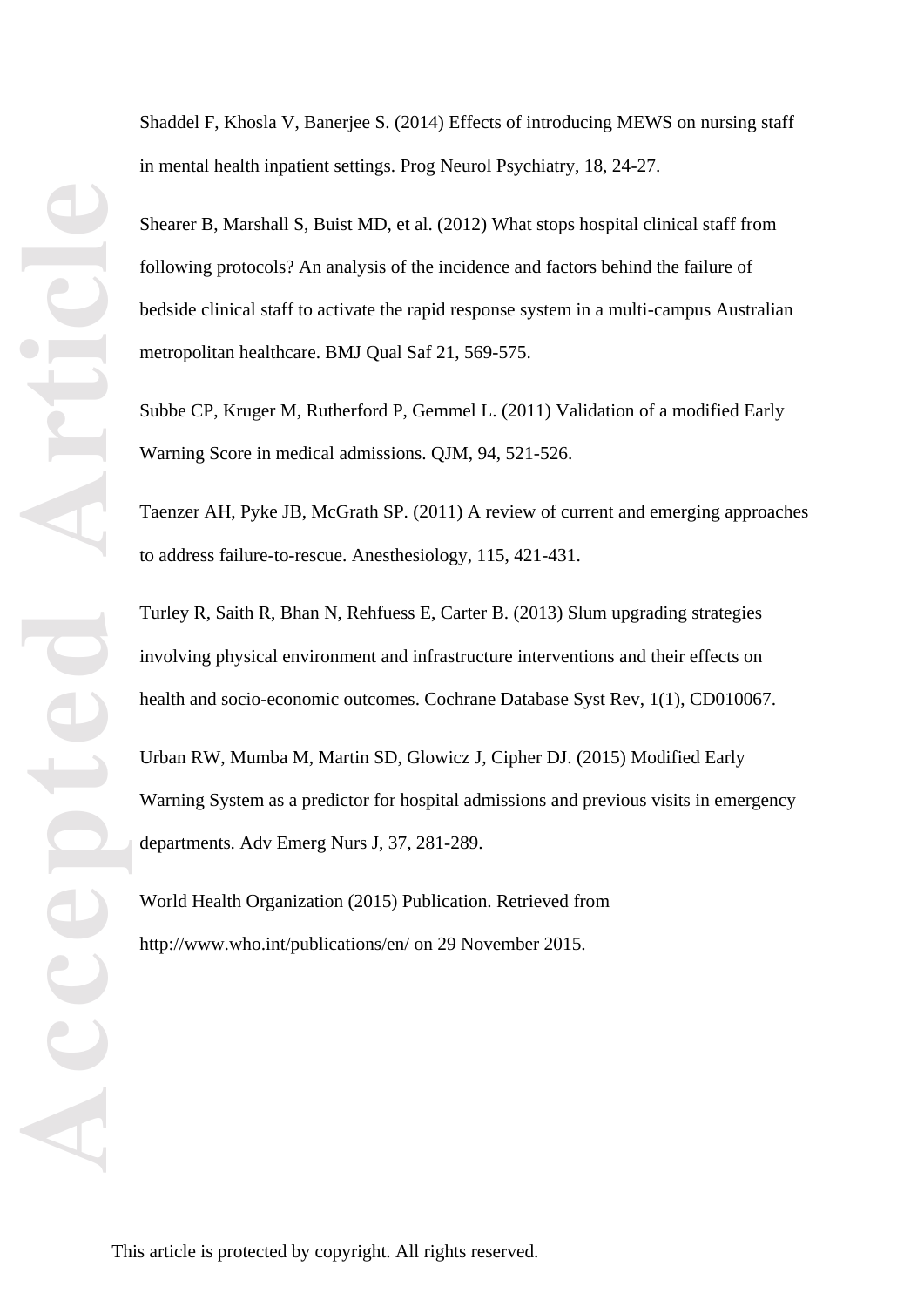Shaddel F, Khosla V, Banerjee S. (2014) Effects of introducing MEWS on nursing staff in mental health inpatient settings. Prog Neurol Psychiatry, 18, 24-27.

Shearer B, Marshall S, Buist MD, et al. (2012) What stops hospital clinical staff from following protocols? An analysis of the incidence and factors behind the failure of bedside clinical staff to activate the rapid response system in a multi-campus Australian metropolitan healthcare. BMJ Qual Saf 21, 569-575.

Subbe CP, Kruger M, Rutherford P, Gemmel L. (2011) Validation of a modified Early Warning Score in medical admissions. QJM, 94, 521-526.

Taenzer AH, Pyke JB, McGrath SP. (2011) A review of current and emerging approaches to address failure-to-rescue. Anesthesiology, 115, 421-431.

Turley R, Saith R, Bhan N, Rehfuess E, Carter B. (2013) Slum upgrading strategies involving physical environment and infrastructure interventions and their effects on health and socio-economic outcomes. Cochrane Database Syst Rev, 1(1), CD010067.

Urban RW, Mumba M, Martin SD, Glowicz J, Cipher DJ. (2015) Modified Early Warning System as a predictor for hospital admissions and previous visits in emergency departments. Adv Emerg Nurs J, 37, 281-289.

World Health Organization (2015) Publication. Retrieved from http://www.who.int/publications/en/ on 29 November 2015.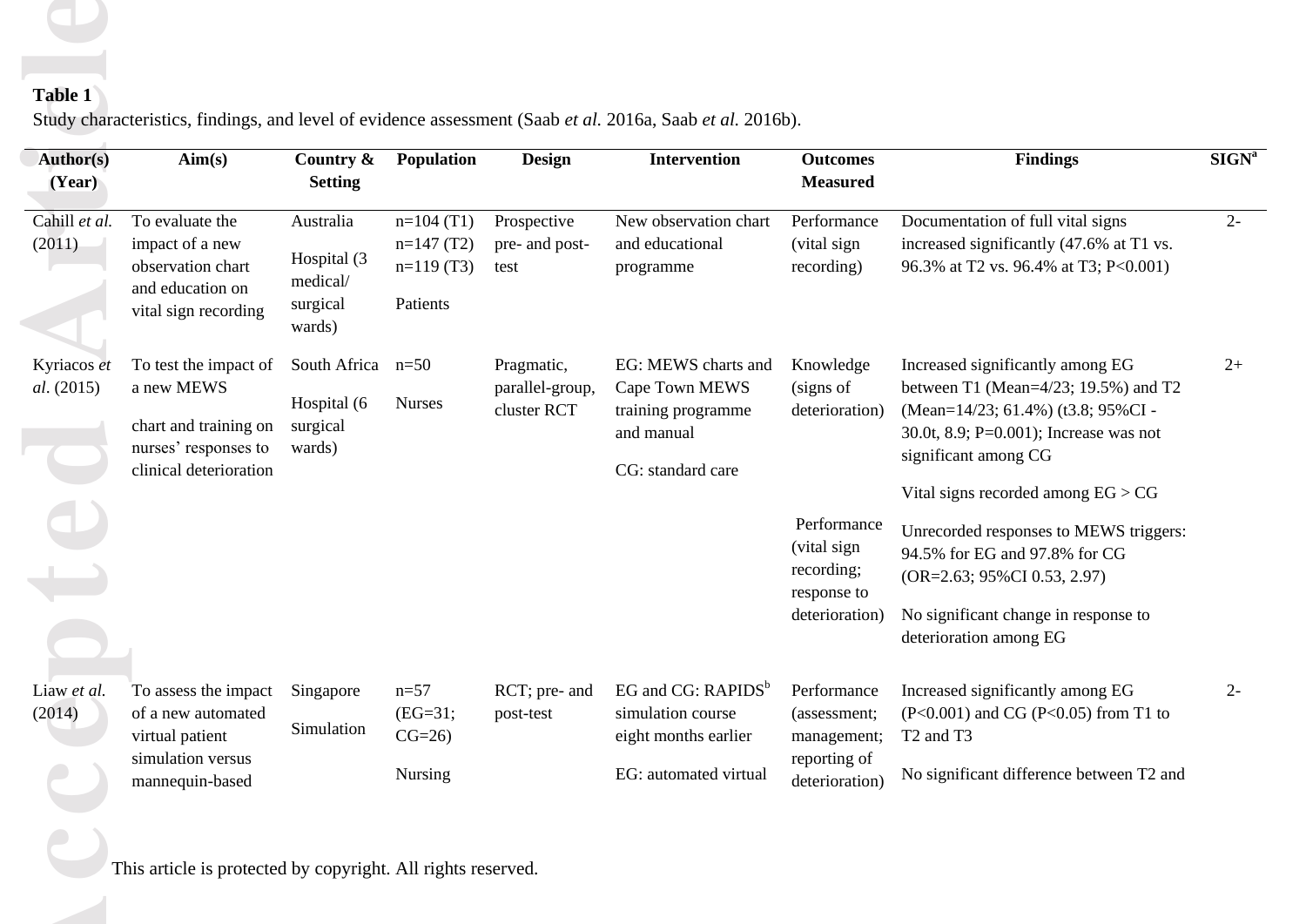**Table 1**

Study characteristics, findings, and level of evidence assessment (Saab *et al.* 2016a, Saab *et al.* 2016b).

| Author(s) (Year) | Aim(s) | Country & Setting | Population | Design | Intervention | Outcomes Measured | Findings | SIGN[a] |
|---|---|---|---|---|---|---|---|---|
| Cahill *et al.* (2011) | To evaluate the impact of a new observation chart and education on vital sign recording | Australia<br><br>Hospital (3 medical/ surgical wards) | n=104 (T1)<br>n=147 (T2)<br>n=119 (T3)<br><br>Patients | Prospective pre- and post-test | New observation chart and educational programme | Performance (vital sign recording) | Documentation of full vital signs increased significantly (47.6% at T1 vs. 96.3% at T2 vs. 96.4% at T3; P<0.001) | 2- |
| Kyriacos *et al*. (2015) | To test the impact of a new MEWS<br><br>chart and training on nurses' responses to clinical deterioration | South Africa<br><br>Hospital (6 surgical wards) | n=50<br><br>Nurses | Pragmatic, parallel-group, cluster RCT | EG: MEWS charts and Cape Town MEWS training programme and manual<br><br>CG: standard care | Knowledge (signs of deterioration) | Increased significantly among EG between T1 (Mean=4/23; 19.5%) and T2 (Mean=14/23; 61.4%) (t3.8; 95%CI -30.0t, 8.9; P=0.001); Increase was not significant among CG<br><br>Vital signs recorded among EG > CG | 2+ |
| | | | | | | Performance (vital sign recording; response to deterioration) | Unrecorded responses to MEWS triggers: 94.5% for EG and 97.8% for CG (OR=2.63; 95%CI 0.53, 2.97)<br><br>No significant change in response to deterioration among EG | |
| Liaw *et al.* (2014) | To assess the impact of a new automated virtual patient simulation versus mannequin-based | Singapore<br><br>Simulation | n=57 (EG=31; CG=26)<br><br>Nursing | RCT; pre- and post-test | EG and CG: RAPIDS[b] simulation course eight months earlier<br><br>EG: automated virtual | Performance (assessment; management; reporting of deterioration) | Increased significantly among EG (P<0.001) and CG (P<0.05) from T1 to T2 and T3<br><br>No significant difference between T2 and | 2- |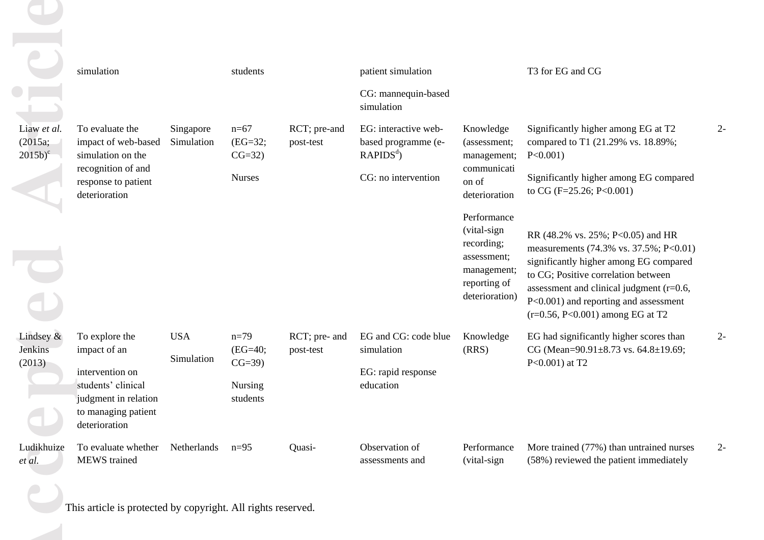| | | | | | | | | |
|---|---|---|---|---|---|---|---|---|
| | simulation | | students | | patient simulation<br><br>CG: mannequin-based simulation | | T3 for EG and CG | |
| Liaw *et al.* (2015a; 2015b)[c] | To evaluate the impact of web-based simulation on the recognition of and response to patient deterioration | Singapore<br><br>Simulation | n=67 (EG=32; CG=32)<br><br>Nurses | RCT; pre-and post-test | EG: interactive web-based programme (e-RAPIDS[d])<br><br>CG: no intervention | Knowledge (assessment; management; communication of deterioration<br><br>Performance (vital-sign recording; assessment; management; reporting of deterioration) | Significantly higher among EG at T2 compared to T1 (21.29% vs. 18.89%; P<0.001)<br><br>Significantly higher among EG compared to CG (F=25.26; P<0.001)<br><br>RR (48.2% vs. 25%; P<0.05) and HR measurements (74.3% vs. 37.5%; P<0.01) significantly higher among EG compared to CG; Positive correlation between assessment and clinical judgment (r=0.6, P<0.001) and reporting and assessment (r=0.56, P<0.001) among EG at T2 | 2- |
| Lindsey & Jenkins (2013) | To explore the impact of an intervention on students' clinical judgment in relation to managing patient deterioration | USA<br><br>Simulation | n=79 (EG=40; CG=39)<br><br>Nursing students | RCT; pre- and post-test | EG and CG: code blue simulation<br><br>EG: rapid response education | Knowledge (RRS) | EG had significantly higher scores than CG (Mean=90.91±8.73 vs. 64.8±19.69; P<0.001) at T2 | 2- |
| Ludikhuize *et al.* | To evaluate whether MEWS trained | Netherlands | n=95 | Quasi- | Observation of assessments and | Performance (vital-sign | More trained (77%) than untrained nurses (58%) reviewed the patient immediately | 2- |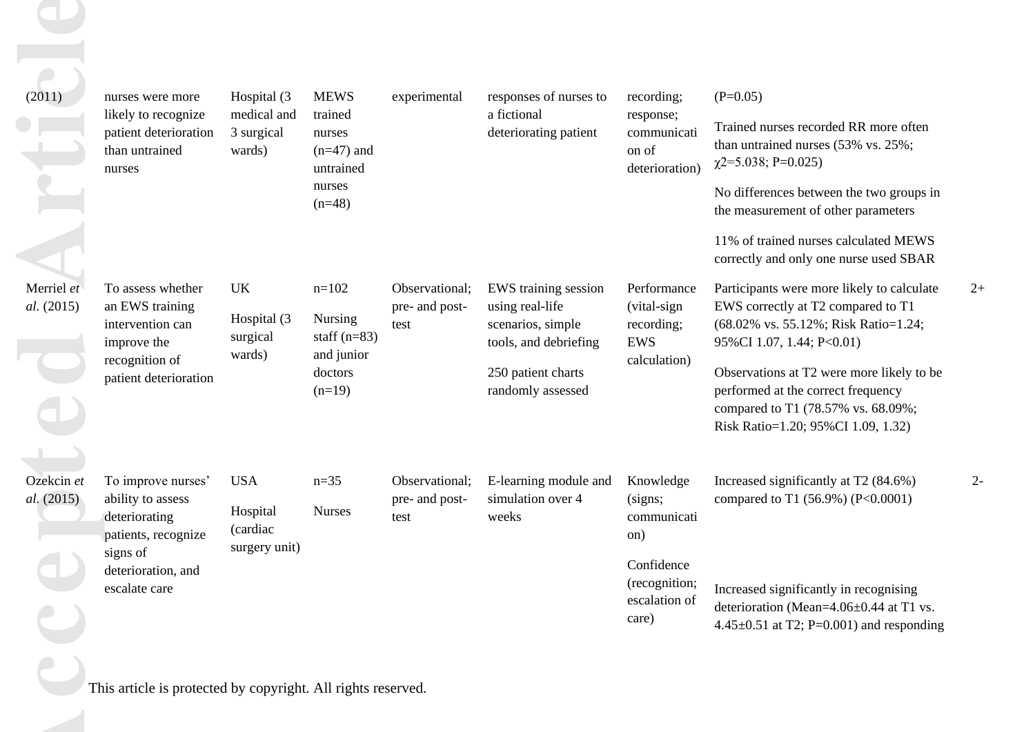| | | | | | | | | |
|---|---|---|---|---|---|---|---|---|
| (2011) | nurses were more likely to recognize patient deterioration than untrained nurses | Hospital (3 medical and 3 surgical wards) | MEWS trained nurses (n=47) and untrained nurses (n=48) | experimental | responses of nurses to a fictional deteriorating patient | recording; response; communication of deterioration) | (P=0.05)<br><br>Trained nurses recorded RR more often than untrained nurses (53% vs. 25%; $\chi 2$=5.038; P=0.025)<br><br>No differences between the two groups in the measurement of other parameters<br><br>11% of trained nurses calculated MEWS correctly and only one nurse used SBAR | |
| Merriel *et al.* (2015) | To assess whether an EWS training intervention can improve the recognition of patient deterioration | UK<br><br>Hospital (3 surgical wards) | n=102<br><br>Nursing staff (n=83) and junior doctors (n=19) | Observational; pre- and post-test | EWS training session using real-life scenarios, simple tools, and debriefing<br><br>250 patient charts randomly assessed | Performance (vital-sign recording; EWS calculation) | Participants were more likely to calculate EWS correctly at T2 compared to T1 (68.02% vs. 55.12%; Risk Ratio=1.24; 95%CI 1.07, 1.44; P<0.01)<br><br>Observations at T2 were more likely to be performed at the correct frequency compared to T1 (78.57% vs. 68.09%; Risk Ratio=1.20; 95%CI 1.09, 1.32) | 2+ |
| Ozekcin *et al.* (2015) | To improve nurses' ability to assess deteriorating patients, recognize signs of deterioration, and escalate care | USA<br><br>Hospital (cardiac surgery unit) | n=35<br><br>Nurses | Observational; pre- and post-test | E-learning module and simulation over 4 weeks | Knowledge (signs; communication)<br><br>Confidence (recognition; escalation of care) | Increased significantly at T2 (84.6%) compared to T1 (56.9%) (P<0.0001)<br><br>Increased significantly in recognising deterioration (Mean=4.06±0.44 at T1 vs. 4.45±0.51 at T2; P=0.001) and responding | 2- |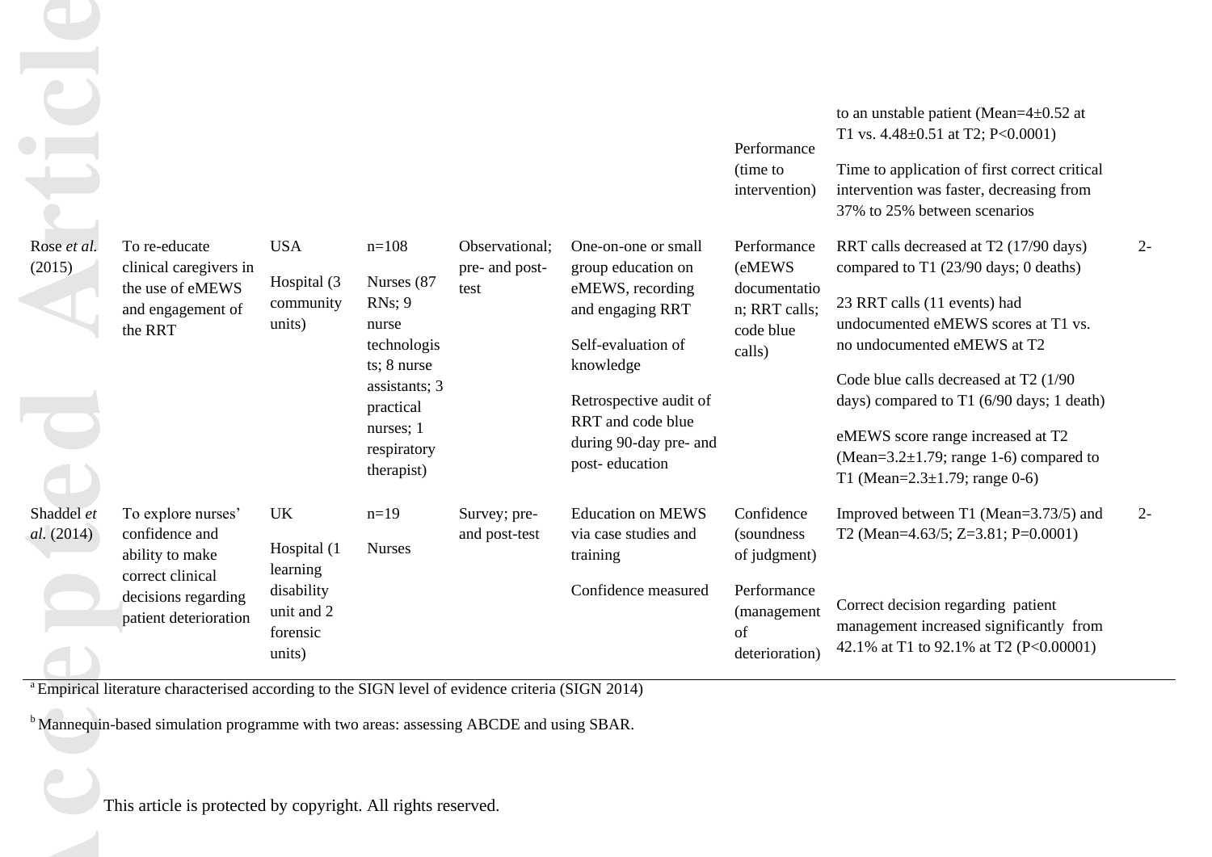| | | | | | | Performance (time to intervention) | to an unstable patient (Mean=4±0.52 at T1 vs. 4.48±0.51 at T2; P<0.0001) Time to application of first correct critical intervention was faster, decreasing from 37% to 25% between scenarios | |
|---|---|---|---|---|---|---|---|---|
| Rose *et al.* (2015) | To re-educate clinical caregivers in the use of eMEWS and engagement of the RRT | USA Hospital (3 community units) | n=108 Nurses (87 RNs; 9 nurse technologists; 8 nurse assistants; 3 practical nurses; 1 respiratory therapist) | Observational; pre- and post-test | One-on-one or small group education on eMEWS, recording and engaging RRT Self-evaluation of knowledge Retrospective audit of RRT and code blue during 90-day pre- and post- education | Performance (eMEWS documentation; RRT calls; code blue calls) | RRT calls decreased at T2 (17/90 days) compared to T1 (23/90 days; 0 deaths) 23 RRT calls (11 events) had undocumented eMEWS scores at T1 vs. no undocumented eMEWS at T2 Code blue calls decreased at T2 (1/90 days) compared to T1 (6/90 days; 1 death) eMEWS score range increased at T2 (Mean=3.2±1.79; range 1-6) compared to T1 (Mean=2.3±1.79; range 0-6) | 2- |
| Shaddel *et al.* (2014) | To explore nurses' confidence and ability to make correct clinical decisions regarding patient deterioration | UK Hospital (1 learning disability unit and 2 forensic units) | n=19 Nurses | Survey; pre- and post-test | Education on MEWS via case studies and training Confidence measured | Confidence (soundness of judgment) Performance (management of deterioration) | Improved between T1 (Mean=3.73/5) and T2 (Mean=4.63/5; Z=3.81; P=0.0001) Correct decision regarding patient management increased significantly from 42.1% at T1 to 92.1% at T2 (P<0.00001) | 2- |

[a] Empirical literature characterised according to the SIGN level of evidence criteria (SIGN 2014)

[b] Mannequin-based simulation programme with two areas: assessing ABCDE and using SBAR.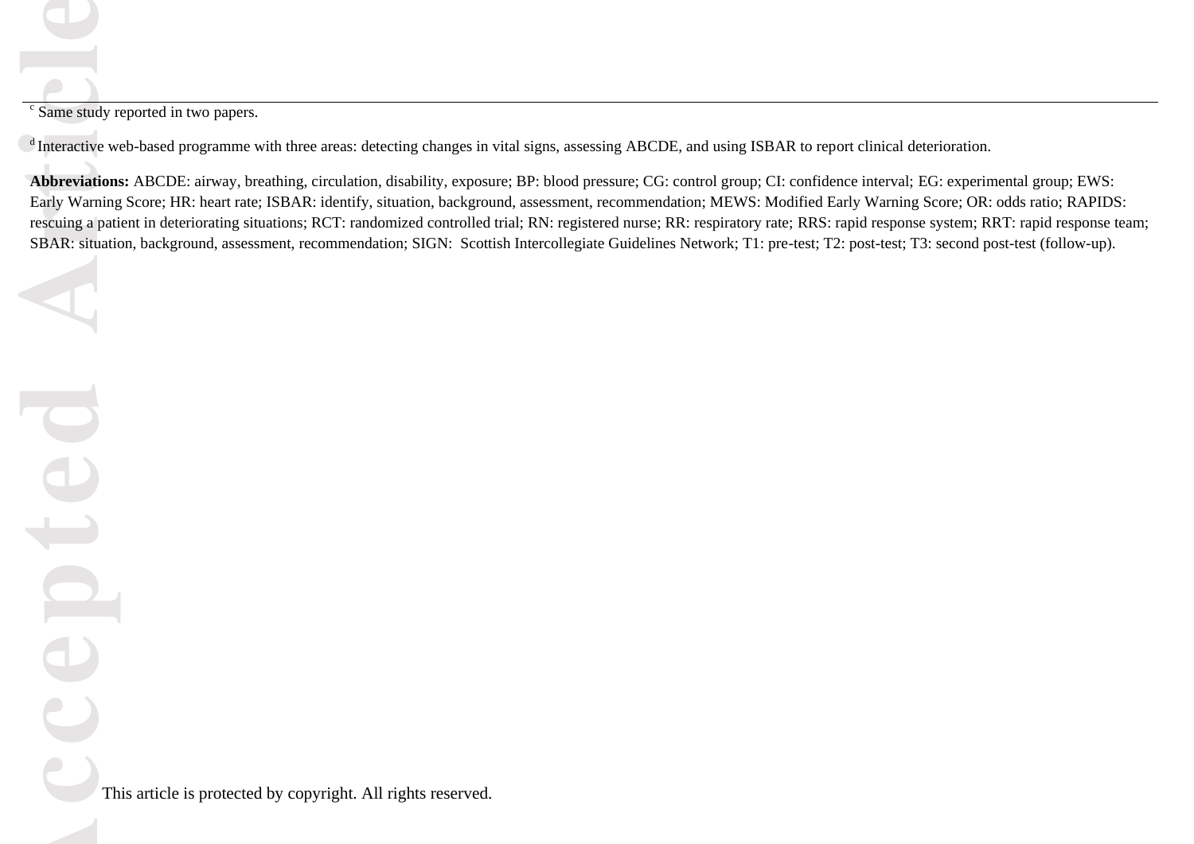[c] Same study reported in two papers.

[d] Interactive web-based programme with three areas: detecting changes in vital signs, assessing ABCDE, and using ISBAR to report clinical deterioration.

**Abbreviations:** ABCDE: airway, breathing, circulation, disability, exposure; BP: blood pressure; CG: control group; CI: confidence interval; EG: experimental group; EWS: Early Warning Score; HR: heart rate; ISBAR: identify, situation, background, assessment, recommendation; MEWS: Modified Early Warning Score; OR: odds ratio; RAPIDS: rescuing a patient in deteriorating situations; RCT: randomized controlled trial; RN: registered nurse; RR: respiratory rate; RRS: rapid response system; RRT: rapid response team; SBAR: situation, background, assessment, recommendation; SIGN: Scottish Intercollegiate Guidelines Network; T1: pre-test; T2: post-test; T3: second post-test (follow-up).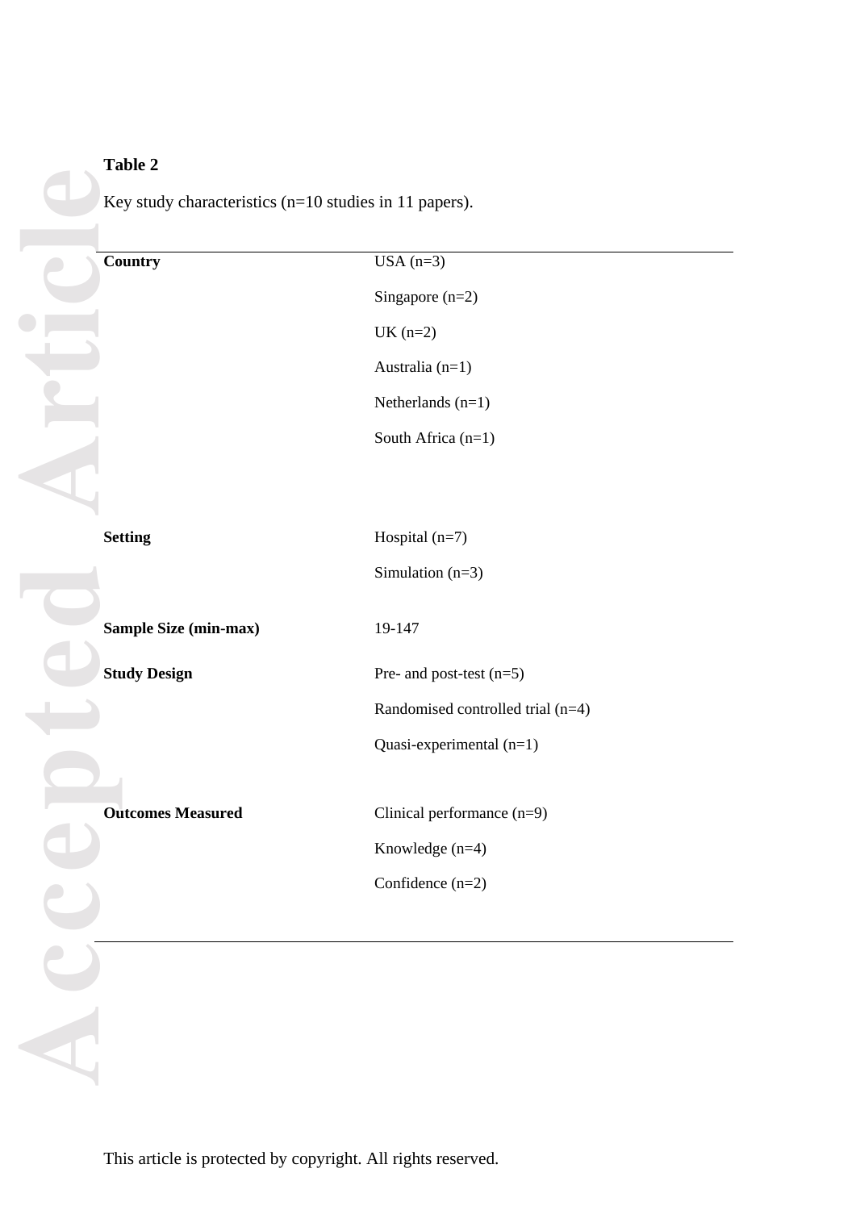**Table 2**

Key study characteristics (n=10 studies in 11 papers).

| | |
|---|---|
| **Country** | USA (n=3) |
| | Singapore (n=2) |
| | UK (n=2) |
| | Australia (n=1) |
| | Netherlands (n=1) |
| | South Africa (n=1) |
| **Setting** | Hospital (n=7) |
| | Simulation (n=3) |
| **Sample Size (min-max)** | 19-147 |
| **Study Design** | Pre- and post-test (n=5) |
| | Randomised controlled trial (n=4) |
| | Quasi-experimental (n=1) |
| **Outcomes Measured** | Clinical performance (n=9) |
| | Knowledge (n=4) |
| | Confidence (n=2) |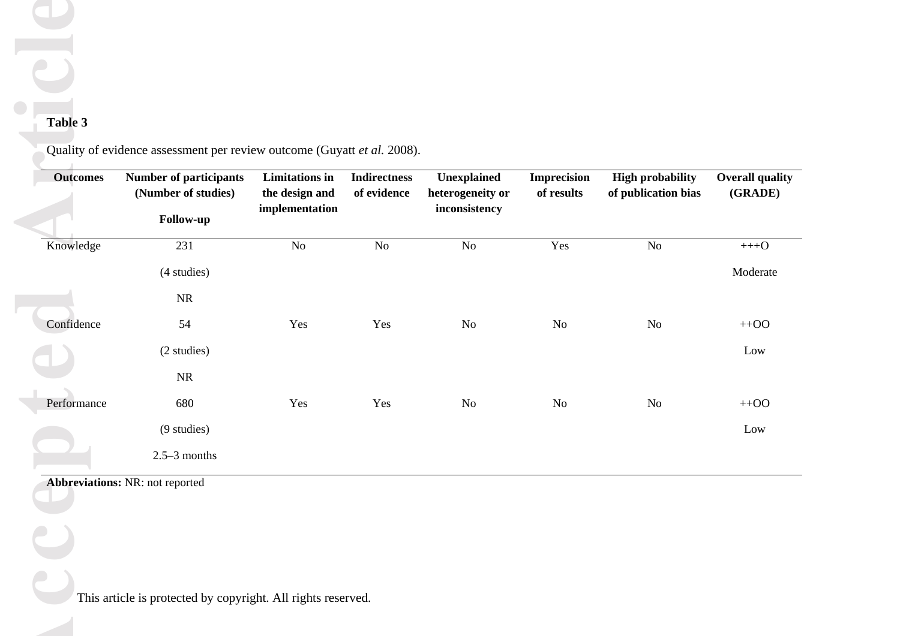**Table 3**

Quality of evidence assessment per review outcome (Guyatt *et al.* 2008).

| Outcomes | Number of participants (Number of studies) Follow-up | Limitations in the design and implementation | Indirectness of evidence | Unexplained heterogeneity or inconsistency | Imprecision of results | High probability of publication bias | Overall quality (GRADE) |
|---|---|---|---|---|---|---|---|
| Knowledge | 231 (4 studies) NR | No | No | No | Yes | No | +++O Moderate |
| Confidence | 54 (2 studies) NR | Yes | Yes | No | No | No | ++OO Low |
| Performance | 680 (9 studies) 2.5–3 months | Yes | Yes | No | No | No | ++OO Low |

**Abbreviations:** NR: not reported

This article is protected by copyright. All rights reserved.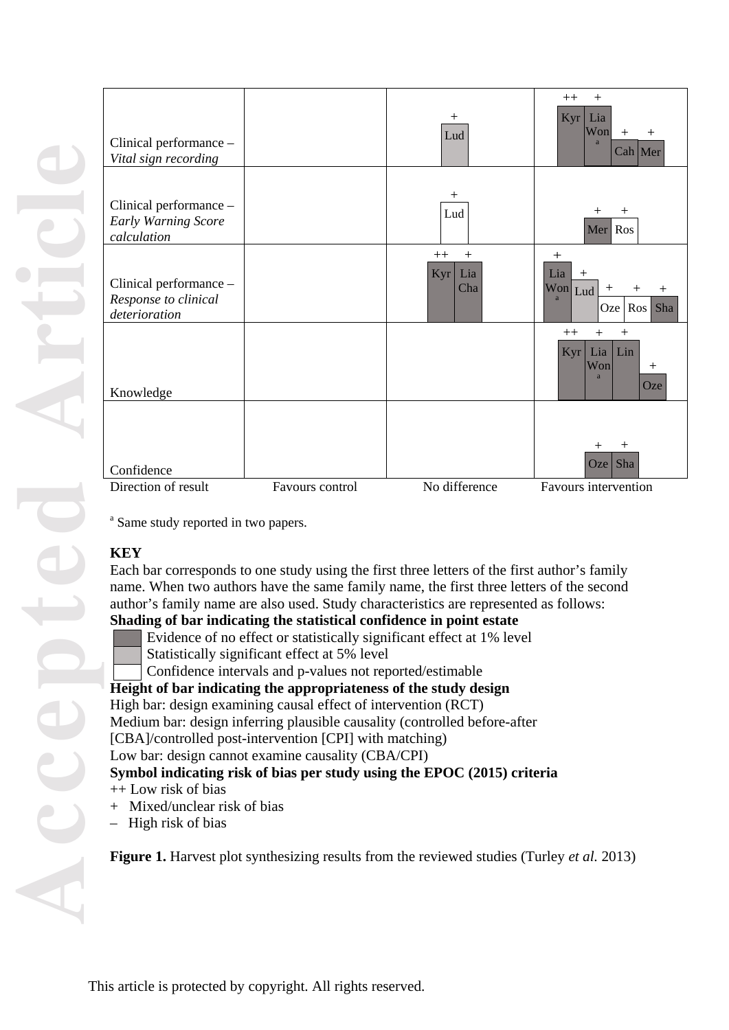| Direction of result | Favours control | No difference | Favours intervention |
|---|---|---|---|
| Clinical performance – *Vital sign recording* | | + Lud | ++ Kyr, + Lia Won[a], + Cah, + Mer |
| Clinical performance – *Early Warning Score calculation* | | + Lud | + Mer, + Ros |
| Clinical performance – *Response to clinical deterioration* | | ++ Kyr, + Lia Cha | + Lia Won[a], + Lud, + Oze, + Ros, + Sha |
| Knowledge | | | ++ Kyr, + Lia Won[a], + Lin, + Oze |
| Confidence | | | + Oze, + Sha |

[a] Same study reported in two papers.

**KEY**

Each bar corresponds to one study using the first three letters of the first author's family name. When two authors have the same family name, the first three letters of the second author's family name are also used. Study characteristics are represented as follows:

**Shading of bar indicating the statistical confidence in point estate**

- Evidence of no effect or statistically significant effect at 1% level
- Statistically significant effect at 5% level
- Confidence intervals and p-values not reported/estimable

**Height of bar indicating the appropriateness of the study design**

High bar: design examining causal effect of intervention (RCT)
Medium bar: design inferring plausible causality (controlled before-after [CBA]/controlled post-intervention [CPI] with matching)
Low bar: design cannot examine causality (CBA/CPI)

**Symbol indicating risk of bias per study using the EPOC (2015) criteria**

++ Low risk of bias
+ Mixed/unclear risk of bias
– High risk of bias

**Figure 1.** Harvest plot synthesizing results from the reviewed studies (Turley *et al.* 2013)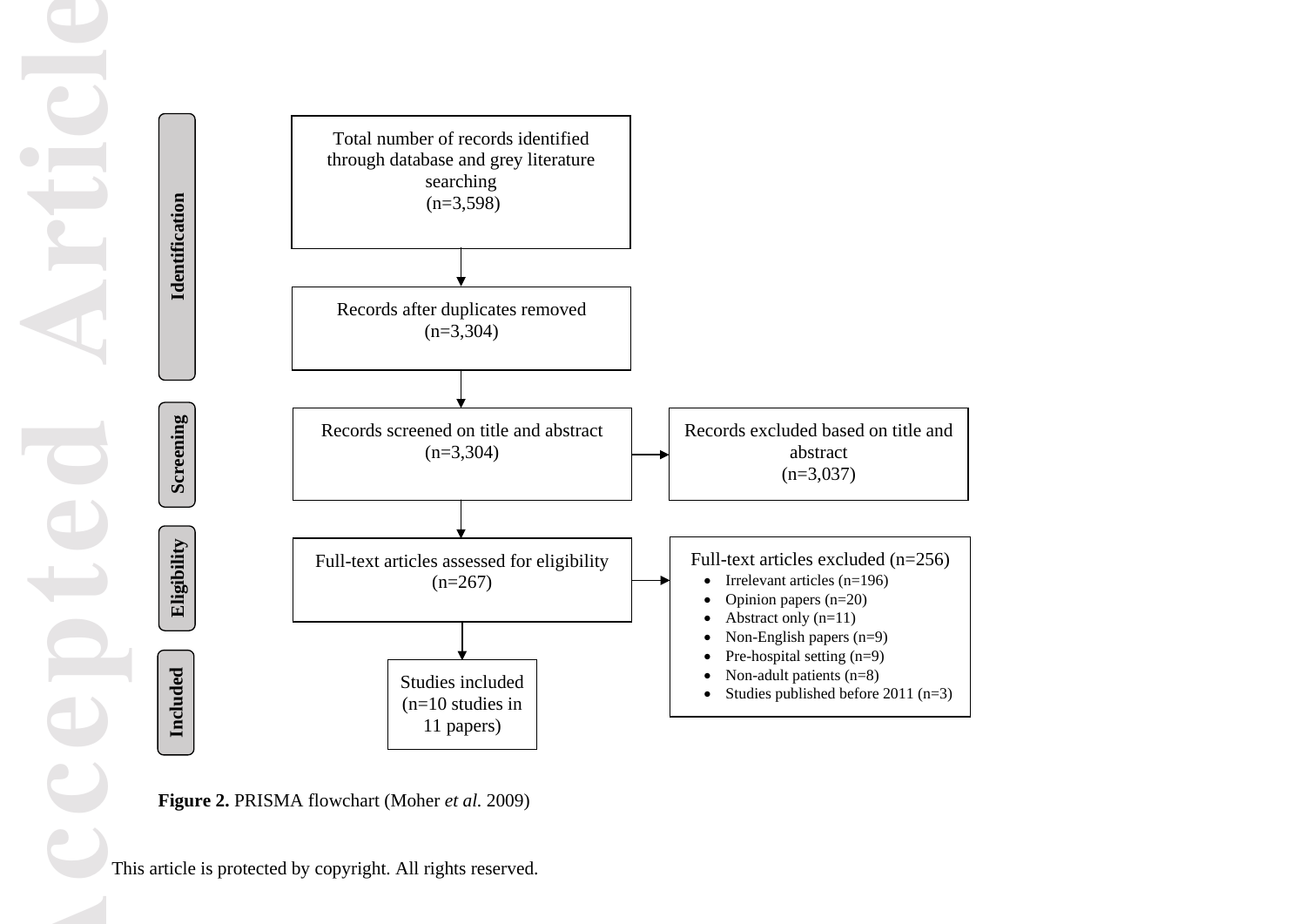Identification

Total number of records identified through database and grey literature searching
(n=3,598)

Records after duplicates removed
(n=3,304)

Screening

Records screened on title and abstract
(n=3,304)

Records excluded based on title and abstract
(n=3,037)

Eligibility

Full-text articles assessed for eligibility
(n=267)

Full-text articles excluded (n=256)

- Irrelevant articles (n=196)
- Opinion papers (n=20)
- Abstract only (n=11)
- Non-English papers (n=9)
- Pre-hospital setting (n=9)
- Non-adult patients (n=8)
- Studies published before 2011 (n=3)

Included

Studies included
(n=10 studies in 11 papers)

**Figure 2.** PRISMA flowchart (Moher *et al.* 2009)